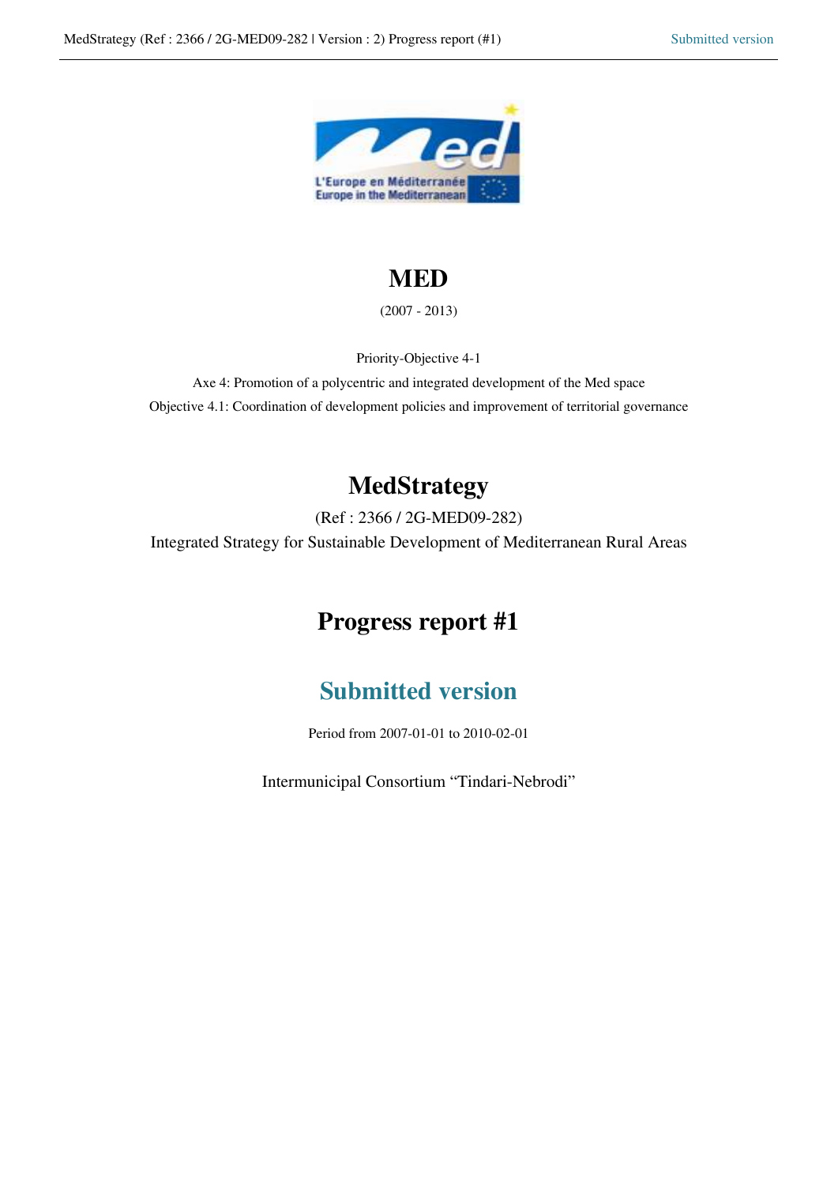# MED

(2007 - 2013)

Priority-Objective 4-1

Axe 4: Promotion of a polycentric and integrated development of the Med space

Objective 4.1: Coordination of development policies and improvement of territorial governance

# MedStrategy

(Ref : 2366 / 2G-MED09-282)

Integrated Strategy for Sustainable Development of Mediterranean Rural Areas

# Progress report #1

## Submitted version

Period from 2007-01-01 to 2010-02-01

Intermunicipal Consortium “Tindari-Nebrodi”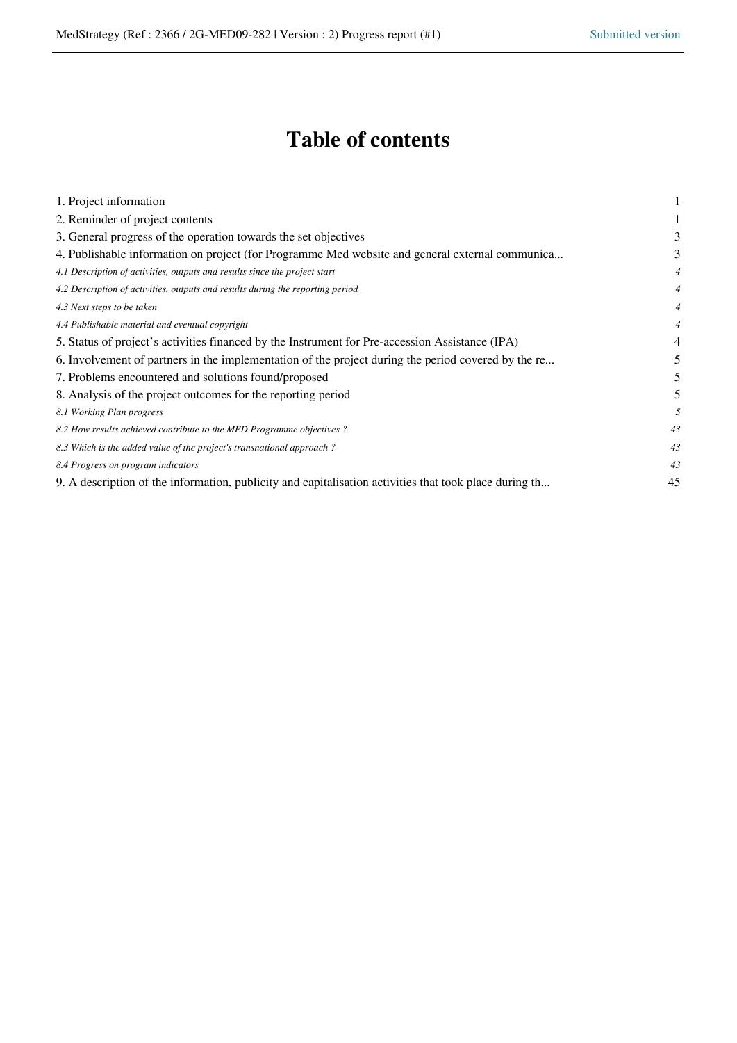# Table of contents

| | |
|---|---|
| 1. Project information | 1 |
| 2. Reminder of project contents | 1 |
| 3. General progress of the operation towards the set objectives | 3 |
| 4. Publishable information on project (for Programme Med website and general external communica... | 3 |
| *4.1 Description of activities, outputs and results since the project start* | *4* |
| *4.2 Description of activities, outputs and results during the reporting period* | *4* |
| *4.3 Next steps to be taken* | *4* |
| *4.4 Publishable material and eventual copyright* | *4* |
| 5. Status of project's activities financed by the Instrument for Pre-accession Assistance (IPA) | 4 |
| 6. Involvement of partners in the implementation of the project during the period covered by the re... | 5 |
| 7. Problems encountered and solutions found/proposed | 5 |
| 8. Analysis of the project outcomes for the reporting period | 5 |
| *8.1 Working Plan progress* | *5* |
| *8.2 How results achieved contribute to the MED Programme objectives ?* | *43* |
| *8.3 Which is the added value of the project's transnational approach ?* | *43* |
| *8.4 Progress on program indicators* | *43* |
| 9. A description of the information, publicity and capitalisation activities that took place during th... | 45 |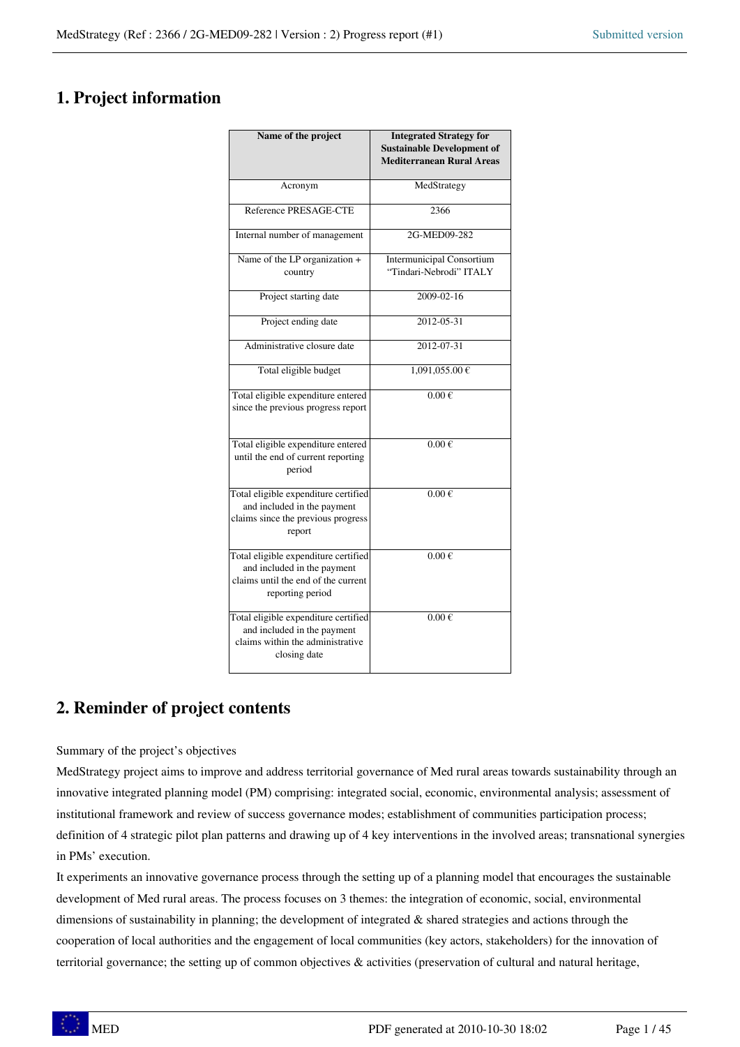# 1. Project information

| Name of the project | Integrated Strategy for Sustainable Development of Mediterranean Rural Areas |
|---|---|
| Acronym | MedStrategy |
| Reference PRESAGE-CTE | 2366 |
| Internal number of management | 2G-MED09-282 |
| Name of the LP organization + country | Intermunicipal Consortium "Tindari-Nebrodi" ITALY |
| Project starting date | 2009-02-16 |
| Project ending date | 2012-05-31 |
| Administrative closure date | 2012-07-31 |
| Total eligible budget | 1,091,055.00 € |
| Total eligible expenditure entered since the previous progress report | 0.00 € |
| Total eligible expenditure entered until the end of current reporting period | 0.00 € |
| Total eligible expenditure certified and included in the payment claims since the previous progress report | 0.00 € |
| Total eligible expenditure certified and included in the payment claims until the end of the current reporting period | 0.00 € |
| Total eligible expenditure certified and included in the payment claims within the administrative closing date | 0.00 € |

# 2. Reminder of project contents

Summary of the project's objectives

MedStrategy project aims to improve and address territorial governance of Med rural areas towards sustainability through an innovative integrated planning model (PM) comprising: integrated social, economic, environmental analysis; assessment of institutional framework and review of success governance modes; establishment of communities participation process; definition of 4 strategic pilot plan patterns and drawing up of 4 key interventions in the involved areas; transnational synergies in PMs' execution.

It experiments an innovative governance process through the setting up of a planning model that encourages the sustainable development of Med rural areas. The process focuses on 3 themes: the integration of economic, social, environmental dimensions of sustainability in planning; the development of integrated & shared strategies and actions through the cooperation of local authorities and the engagement of local communities (key actors, stakeholders) for the innovation of territorial governance; the setting up of common objectives & activities (preservation of cultural and natural heritage,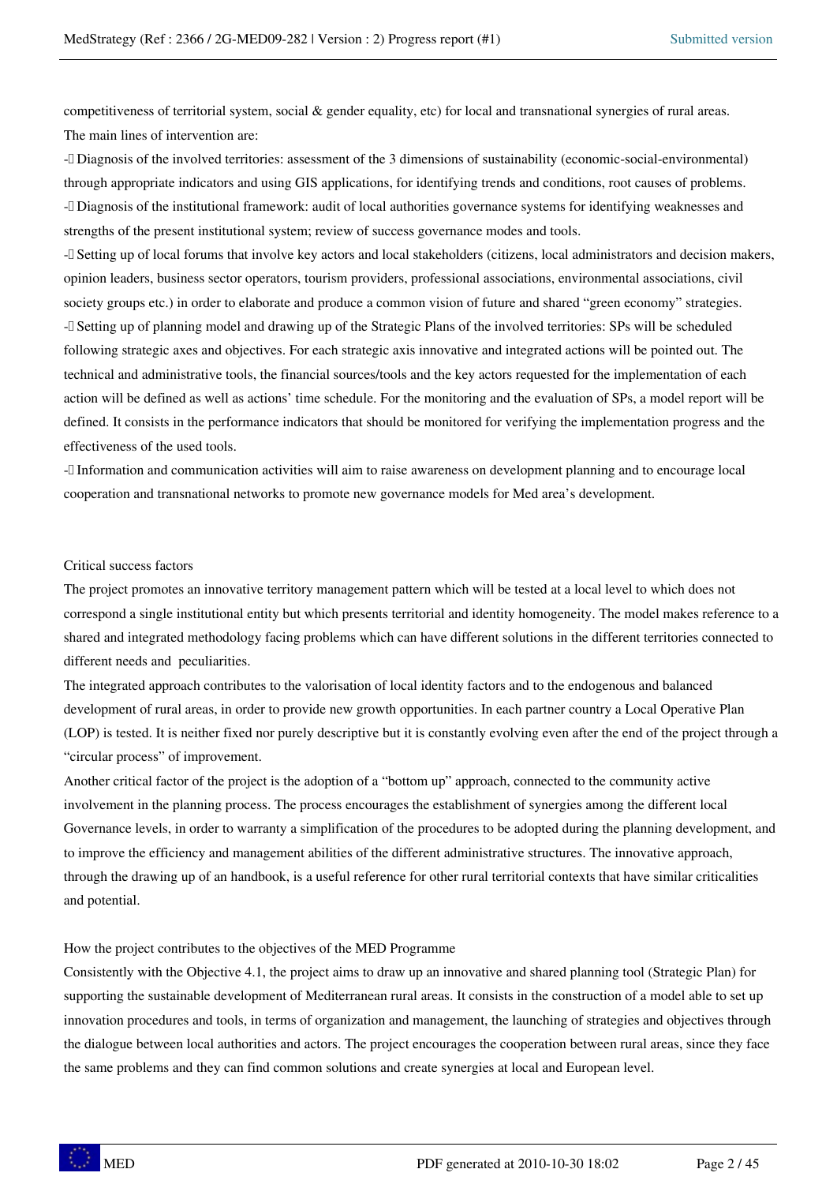competitiveness of territorial system, social & gender equality, etc) for local and transnational synergies of rural areas.

The main lines of intervention are:

- Diagnosis of the involved territories: assessment of the 3 dimensions of sustainability (economic-social-environmental) through appropriate indicators and using GIS applications, for identifying trends and conditions, root causes of problems.
- Diagnosis of the institutional framework: audit of local authorities governance systems for identifying weaknesses and strengths of the present institutional system; review of success governance modes and tools.
- Setting up of local forums that involve key actors and local stakeholders (citizens, local administrators and decision makers, opinion leaders, business sector operators, tourism providers, professional associations, environmental associations, civil society groups etc.) in order to elaborate and produce a common vision of future and shared "green economy" strategies.
- Setting up of planning model and drawing up of the Strategic Plans of the involved territories: SPs will be scheduled following strategic axes and objectives. For each strategic axis innovative and integrated actions will be pointed out. The technical and administrative tools, the financial sources/tools and the key actors requested for the implementation of each action will be defined as well as actions' time schedule. For the monitoring and the evaluation of SPs, a model report will be defined. It consists in the performance indicators that should be monitored for verifying the implementation progress and the effectiveness of the used tools.
- Information and communication activities will aim to raise awareness on development planning and to encourage local cooperation and transnational networks to promote new governance models for Med area's development.

Critical success factors

The project promotes an innovative territory management pattern which will be tested at a local level to which does not correspond a single institutional entity but which presents territorial and identity homogeneity. The model makes reference to a shared and integrated methodology facing problems which can have different solutions in the different territories connected to different needs and peculiarities.

The integrated approach contributes to the valorisation of local identity factors and to the endogenous and balanced development of rural areas, in order to provide new growth opportunities. In each partner country a Local Operative Plan (LOP) is tested. It is neither fixed nor purely descriptive but it is constantly evolving even after the end of the project through a "circular process" of improvement.

Another critical factor of the project is the adoption of a "bottom up" approach, connected to the community active involvement in the planning process. The process encourages the establishment of synergies among the different local Governance levels, in order to warranty a simplification of the procedures to be adopted during the planning development, and to improve the efficiency and management abilities of the different administrative structures. The innovative approach, through the drawing up of an handbook, is a useful reference for other rural territorial contexts that have similar criticalities and potential.

How the project contributes to the objectives of the MED Programme

Consistently with the Objective 4.1, the project aims to draw up an innovative and shared planning tool (Strategic Plan) for supporting the sustainable development of Mediterranean rural areas. It consists in the construction of a model able to set up innovation procedures and tools, in terms of organization and management, the launching of strategies and objectives through the dialogue between local authorities and actors. The project encourages the cooperation between rural areas, since they face the same problems and they can find common solutions and create synergies at local and European level.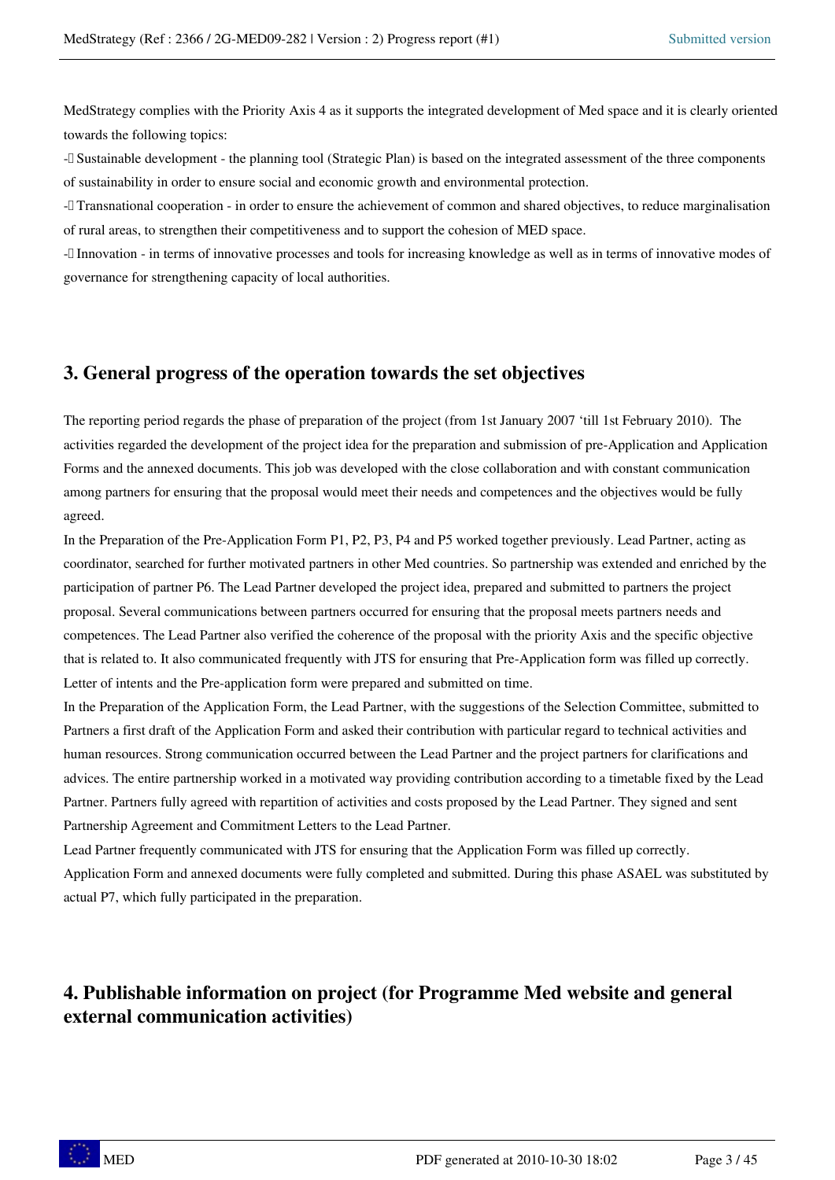MedStrategy complies with the Priority Axis 4 as it supports the integrated development of Med space and it is clearly oriented towards the following topics:

- Sustainable development - the planning tool (Strategic Plan) is based on the integrated assessment of the three components of sustainability in order to ensure social and economic growth and environmental protection.
- Transnational cooperation - in order to ensure the achievement of common and shared objectives, to reduce marginalisation of rural areas, to strengthen their competitiveness and to support the cohesion of MED space.
- Innovation - in terms of innovative processes and tools for increasing knowledge as well as in terms of innovative modes of governance for strengthening capacity of local authorities.

## 3. General progress of the operation towards the set objectives

The reporting period regards the phase of preparation of the project (from 1st January 2007 'till 1st February 2010). The activities regarded the development of the project idea for the preparation and submission of pre-Application and Application Forms and the annexed documents. This job was developed with the close collaboration and with constant communication among partners for ensuring that the proposal would meet their needs and competences and the objectives would be fully agreed.

In the Preparation of the Pre-Application Form P1, P2, P3, P4 and P5 worked together previously. Lead Partner, acting as coordinator, searched for further motivated partners in other Med countries. So partnership was extended and enriched by the participation of partner P6. The Lead Partner developed the project idea, prepared and submitted to partners the project proposal. Several communications between partners occurred for ensuring that the proposal meets partners needs and competences. The Lead Partner also verified the coherence of the proposal with the priority Axis and the specific objective that is related to. It also communicated frequently with JTS for ensuring that Pre-Application form was filled up correctly. Letter of intents and the Pre-application form were prepared and submitted on time.

In the Preparation of the Application Form, the Lead Partner, with the suggestions of the Selection Committee, submitted to Partners a first draft of the Application Form and asked their contribution with particular regard to technical activities and human resources. Strong communication occurred between the Lead Partner and the project partners for clarifications and advices. The entire partnership worked in a motivated way providing contribution according to a timetable fixed by the Lead Partner. Partners fully agreed with repartition of activities and costs proposed by the Lead Partner. They signed and sent Partnership Agreement and Commitment Letters to the Lead Partner.

Lead Partner frequently communicated with JTS for ensuring that the Application Form was filled up correctly.

Application Form and annexed documents were fully completed and submitted. During this phase ASAEL was substituted by actual P7, which fully participated in the preparation.

## 4. Publishable information on project (for Programme Med website and general external communication activities)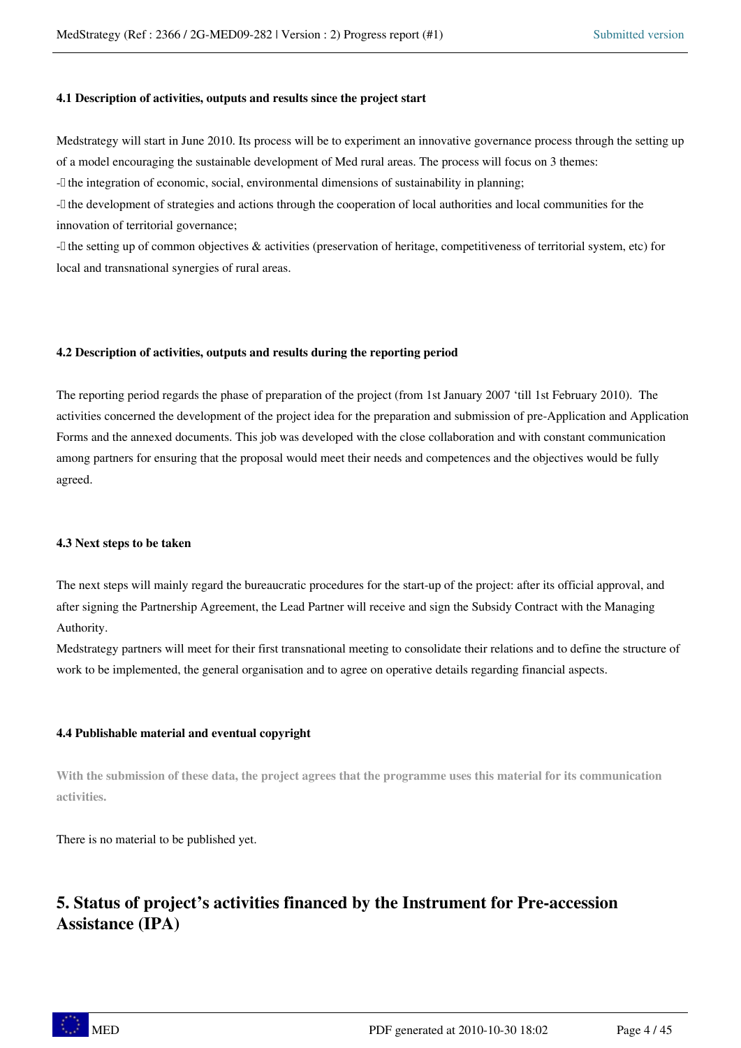#### 4.1 Description of activities, outputs and results since the project start

Medstrategy will start in June 2010. Its process will be to experiment an innovative governance process through the setting up of a model encouraging the sustainable development of Med rural areas. The process will focus on 3 themes:

- the integration of economic, social, environmental dimensions of sustainability in planning;
- the development of strategies and actions through the cooperation of local authorities and local communities for the innovation of territorial governance;
- the setting up of common objectives & activities (preservation of heritage, competitiveness of territorial system, etc) for local and transnational synergies of rural areas.

#### 4.2 Description of activities, outputs and results during the reporting period

The reporting period regards the phase of preparation of the project (from 1st January 2007 ‘till 1st February 2010). The activities concerned the development of the project idea for the preparation and submission of pre-Application and Application Forms and the annexed documents. This job was developed with the close collaboration and with constant communication among partners for ensuring that the proposal would meet their needs and competences and the objectives would be fully agreed.

#### 4.3 Next steps to be taken

The next steps will mainly regard the bureaucratic procedures for the start-up of the project: after its official approval, and after signing the Partnership Agreement, the Lead Partner will receive and sign the Subsidy Contract with the Managing Authority.
Medstrategy partners will meet for their first transnational meeting to consolidate their relations and to define the structure of work to be implemented, the general organisation and to agree on operative details regarding financial aspects.

#### 4.4 Publishable material and eventual copyright

**With the submission of these data, the project agrees that the programme uses this material for its communication activities.**

There is no material to be published yet.

## 5. Status of project’s activities financed by the Instrument for Pre-accession Assistance (IPA)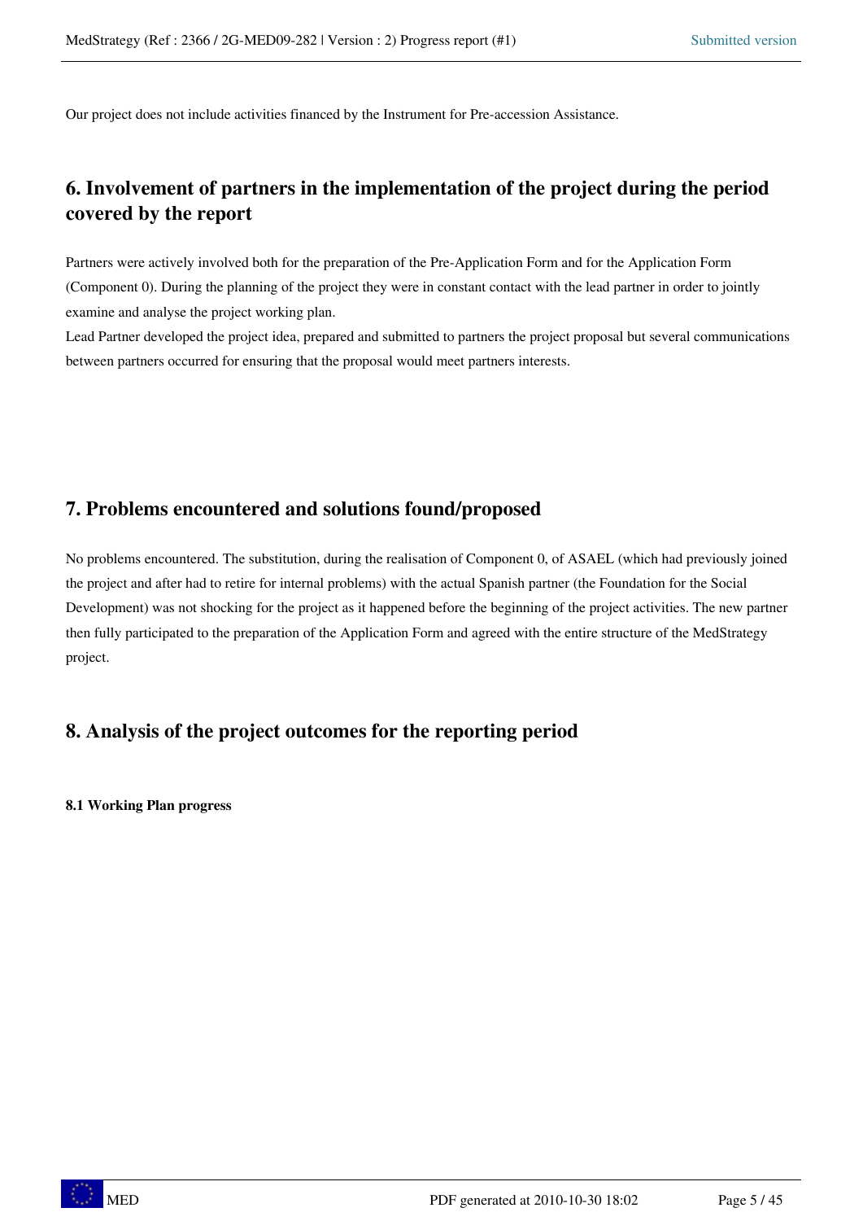Our project does not include activities financed by the Instrument for Pre-accession Assistance.

## 6. Involvement of partners in the implementation of the project during the period covered by the report

Partners were actively involved both for the preparation of the Pre-Application Form and for the Application Form (Component 0). During the planning of the project they were in constant contact with the lead partner in order to jointly examine and analyse the project working plan.
Lead Partner developed the project idea, prepared and submitted to partners the project proposal but several communications between partners occurred for ensuring that the proposal would meet partners interests.

## 7. Problems encountered and solutions found/proposed

No problems encountered. The substitution, during the realisation of Component 0, of ASAEL (which had previously joined the project and after had to retire for internal problems) with the actual Spanish partner (the Foundation for the Social Development) was not shocking for the project as it happened before the beginning of the project activities. The new partner then fully participated to the preparation of the Application Form and agreed with the entire structure of the MedStrategy project.

## 8. Analysis of the project outcomes for the reporting period

#### 8.1 Working Plan progress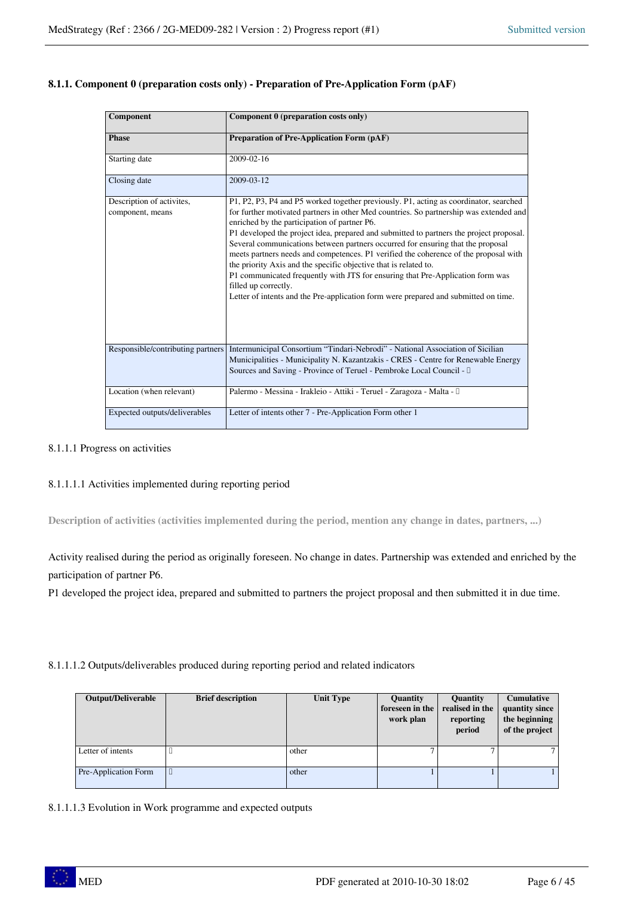### 8.1.1. Component 0 (preparation costs only) - Preparation of Pre-Application Form (pAF)

| **Component** | **Component 0 (preparation costs only)** |
|---|---|
| **Phase** | **Preparation of Pre-Application Form (pAF)** |
| Starting date | 2009-02-16 |
| Closing date | 2009-03-12 |
| Description of activites, component, means | P1, P2, P3, P4 and P5 worked together previously. P1, acting as coordinator, searched for further motivated partners in other Med countries. So partnership was extended and enriched by the participation of partner P6.<br>P1 developed the project idea, prepared and submitted to partners the project proposal. Several communications between partners occurred for ensuring that the proposal meets partners needs and competences. P1 verified the coherence of the proposal with the priority Axis and the specific objective that is related to.<br>P1 communicated frequently with JTS for ensuring that Pre-Application form was filled up correctly.<br>Letter of intents and the Pre-application form were prepared and submitted on time. |
| Responsible/contributing partners | Intermunicipal Consortium "Tindari-Nebrodi" - National Association of Sicilian Municipalities - Municipality N. Kazantzakis - CRES - Centre for Renewable Energy Sources and Saving - Province of Teruel - Pembroke Local Council - |
| Location (when relevant) | Palermo - Messina - Irakleio - Attiki - Teruel - Zaragoza - Malta - |
| Expected outputs/deliverables | Letter of intents other 7 - Pre-Application Form other 1 |

8.1.1.1 Progress on activities

8.1.1.1.1 Activities implemented during reporting period

**Description of activities (activities implemented during the period, mention any change in dates, partners, ...)**

Activity realised during the period as originally foreseen. No change in dates. Partnership was extended and enriched by the participation of partner P6.

P1 developed the project idea, prepared and submitted to partners the project proposal and then submitted it in due time.

8.1.1.1.2 Outputs/deliverables produced during reporting period and related indicators

| **Output/Deliverable** | **Brief description** | **Unit Type** | **Quantity foreseen in the work plan** | **Quantity realised in the reporting period** | **Cumulative quantity since the beginning of the project** |
|---|---|---|---|---|---|
| Letter of intents | | other | 7 | 7 | 7 |
| Pre-Application Form | | other | 1 | 1 | 1 |

8.1.1.1.3 Evolution in Work programme and expected outputs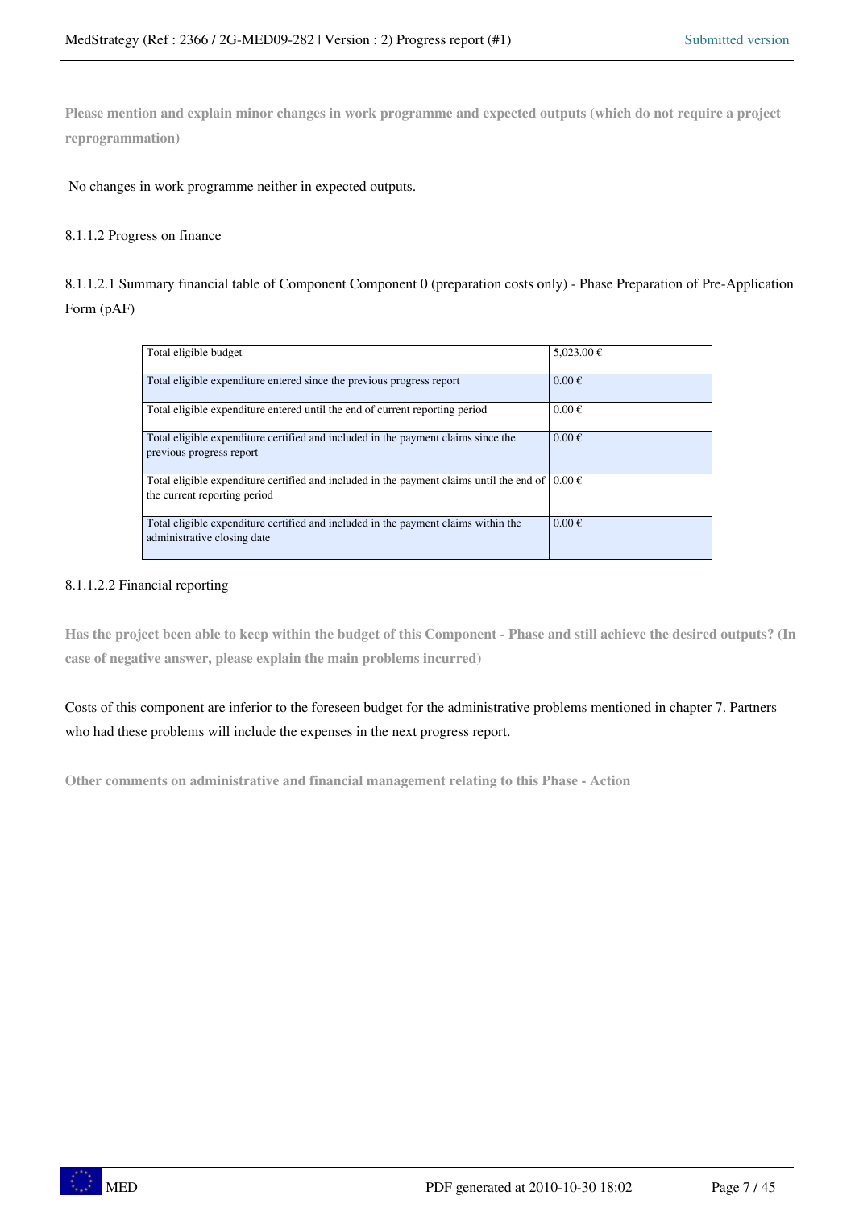**Please mention and explain minor changes in work programme and expected outputs (which do not require a project reprogrammation)**

No changes in work programme neither in expected outputs.

8.1.1.2 Progress on finance

8.1.1.2.1 Summary financial table of Component Component 0 (preparation costs only) - Phase Preparation of Pre-Application Form (pAF)

| Total eligible budget | 5,023.00 € |
|---|---|
| Total eligible expenditure entered since the previous progress report | 0.00 € |
| Total eligible expenditure entered until the end of current reporting period | 0.00 € |
| Total eligible expenditure certified and included in the payment claims since the previous progress report | 0.00 € |
| Total eligible expenditure certified and included in the payment claims until the end of the current reporting period | 0.00 € |
| Total eligible expenditure certified and included in the payment claims within the administrative closing date | 0.00 € |

8.1.1.2.2 Financial reporting

**Has the project been able to keep within the budget of this Component - Phase and still achieve the desired outputs? (In case of negative answer, please explain the main problems incurred)**

Costs of this component are inferior to the foreseen budget for the administrative problems mentioned in chapter 7. Partners who had these problems will include the expenses in the next progress report.

**Other comments on administrative and financial management relating to this Phase - Action**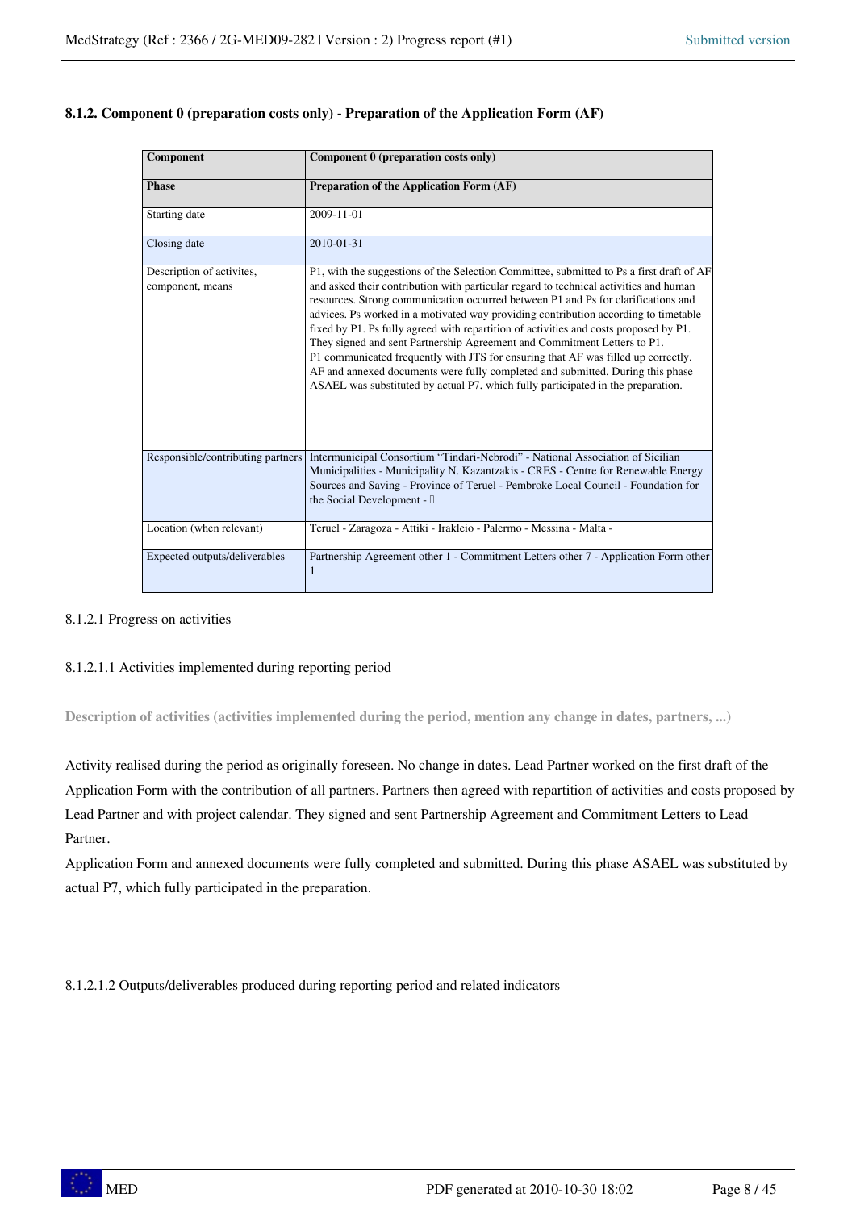### 8.1.2. Component 0 (preparation costs only) - Preparation of the Application Form (AF)

| **Component** | **Component 0 (preparation costs only)** |
|---|---|
| **Phase** | **Preparation of the Application Form (AF)** |
| Starting date | 2009-11-01 |
| Closing date | 2010-01-31 |
| Description of activites, component, means | P1, with the suggestions of the Selection Committee, submitted to Ps a first draft of AF and asked their contribution with particular regard to technical activities and human resources. Strong communication occurred between P1 and Ps for clarifications and advices. Ps worked in a motivated way providing contribution according to timetable fixed by P1. Ps fully agreed with repartition of activities and costs proposed by P1. They signed and sent Partnership Agreement and Commitment Letters to P1. P1 communicated frequently with JTS for ensuring that AF was filled up correctly. AF and annexed documents were fully completed and submitted. During this phase ASAEL was substituted by actual P7, which fully participated in the preparation. |
| Responsible/contributing partners | Intermunicipal Consortium “Tindari-Nebrodi” - National Association of Sicilian Municipalities - Municipality N. Kazantzakis - CRES - Centre for Renewable Energy Sources and Saving - Province of Teruel - Pembroke Local Council - Foundation for the Social Development - |
| Location (when relevant) | Teruel - Zaragoza - Attiki - Irakleio - Palermo - Messina - Malta - |
| Expected outputs/deliverables | Partnership Agreement other 1 - Commitment Letters other 7 - Application Form other 1 |

8.1.2.1 Progress on activities

8.1.2.1.1 Activities implemented during reporting period

**Description of activities (activities implemented during the period, mention any change in dates, partners, ...)**

Activity realised during the period as originally foreseen. No change in dates. Lead Partner worked on the first draft of the Application Form with the contribution of all partners. Partners then agreed with repartition of activities and costs proposed by Lead Partner and with project calendar. They signed and sent Partnership Agreement and Commitment Letters to Lead Partner.

Application Form and annexed documents were fully completed and submitted. During this phase ASAEL was substituted by actual P7, which fully participated in the preparation.

8.1.2.1.2 Outputs/deliverables produced during reporting period and related indicators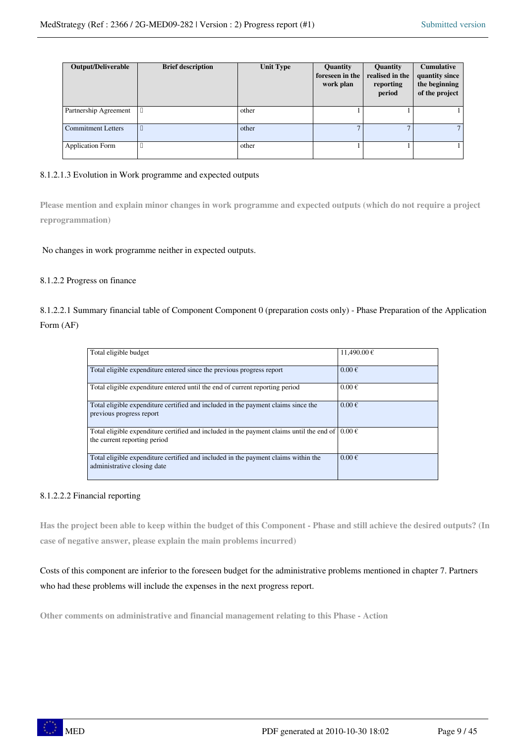| Output/Deliverable | Brief description | Unit Type | Quantity foreseen in the work plan | Quantity realised in the reporting period | Cumulative quantity since the beginning of the project |
|---|---|---|---|---|---|
| Partnership Agreement | | other | 1 | 1 | 1 |
| Commitment Letters | | other | 7 | 7 | 7 |
| Application Form | | other | 1 | 1 | 1 |

8.1.2.1.3 Evolution in Work programme and expected outputs

**Please mention and explain minor changes in work programme and expected outputs (which do not require a project reprogrammation)**

No changes in work programme neither in expected outputs.

8.1.2.2 Progress on finance

8.1.2.2.1 Summary financial table of Component Component 0 (preparation costs only) - Phase Preparation of the Application Form (AF)

| | |
|---|---|
| Total eligible budget | 11,490.00 € |
| Total eligible expenditure entered since the previous progress report | 0.00 € |
| Total eligible expenditure entered until the end of current reporting period | 0.00 € |
| Total eligible expenditure certified and included in the payment claims since the previous progress report | 0.00 € |
| Total eligible expenditure certified and included in the payment claims until the end of the current reporting period | 0.00 € |
| Total eligible expenditure certified and included in the payment claims within the administrative closing date | 0.00 € |

8.1.2.2.2 Financial reporting

**Has the project been able to keep within the budget of this Component - Phase and still achieve the desired outputs? (In case of negative answer, please explain the main problems incurred)**

Costs of this component are inferior to the foreseen budget for the administrative problems mentioned in chapter 7. Partners who had these problems will include the expenses in the next progress report.

**Other comments on administrative and financial management relating to this Phase - Action**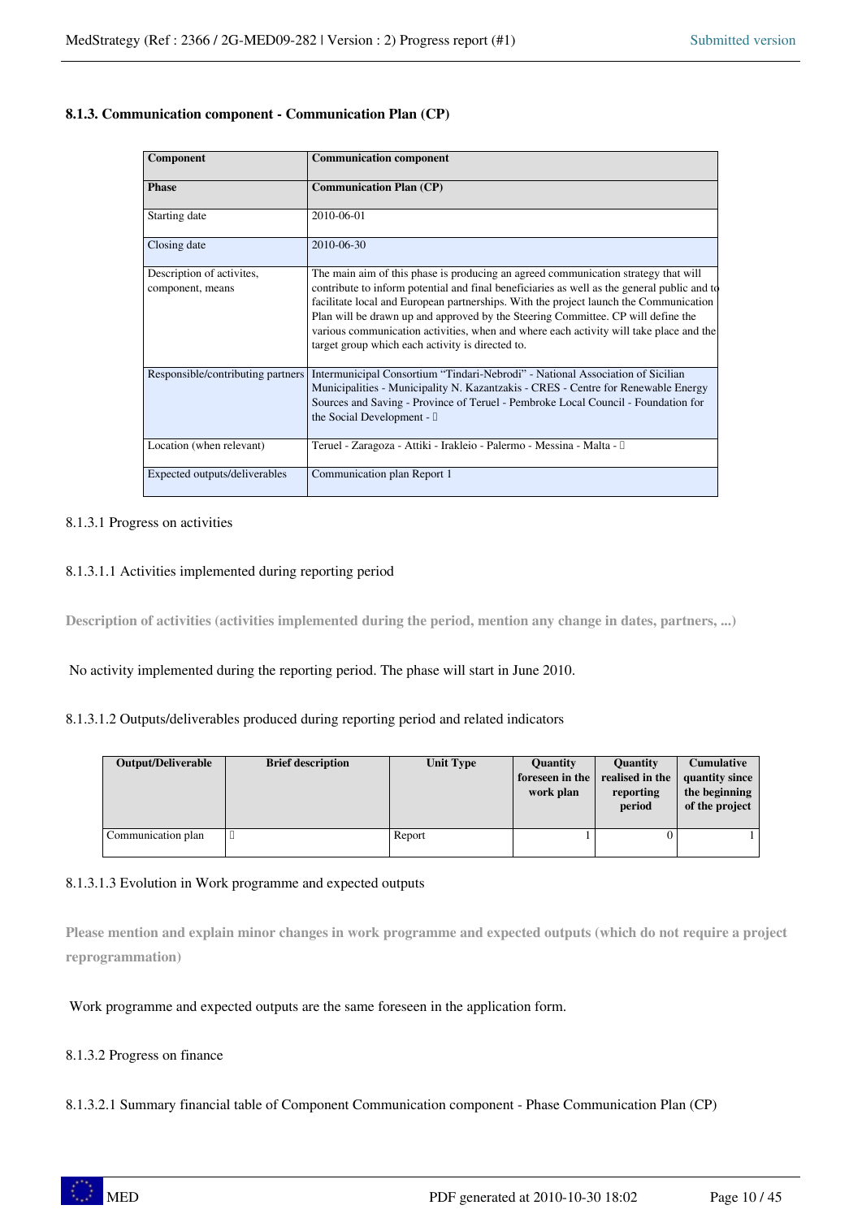#### 8.1.3. Communication component - Communication Plan (CP)

| **Component** | **Communication component** |
|---|---|
| **Phase** | **Communication Plan (CP)** |
| Starting date | 2010-06-01 |
| Closing date | 2010-06-30 |
| Description of activites, component, means | The main aim of this phase is producing an agreed communication strategy that will contribute to inform potential and final beneficiaries as well as the general public and to facilitate local and European partnerships. With the project launch the Communication Plan will be drawn up and approved by the Steering Committee. CP will define the various communication activities, when and where each activity will take place and the target group which each activity is directed to. |
| Responsible/contributing partners | Intermunicipal Consortium "Tindari-Nebrodi" - National Association of Sicilian Municipalities - Municipality N. Kazantzakis - CRES - Centre for Renewable Energy Sources and Saving - Province of Teruel - Pembroke Local Council - Foundation for the Social Development - |
| Location (when relevant) | Teruel - Zaragoza - Attiki - Irakleio - Palermo - Messina - Malta - |
| Expected outputs/deliverables | Communication plan Report 1 |

8.1.3.1 Progress on activities

8.1.3.1.1 Activities implemented during reporting period

**Description of activities (activities implemented during the period, mention any change in dates, partners, ...)**

No activity implemented during the reporting period. The phase will start in June 2010.

8.1.3.1.2 Outputs/deliverables produced during reporting period and related indicators

| Output/Deliverable | Brief description | Unit Type | Quantity foreseen in the work plan | Quantity realised in the reporting period | Cumulative quantity since the beginning of the project |
|---|---|---|---|---|---|
| Communication plan | | Report | 1 | 0 | 1 |

8.1.3.1.3 Evolution in Work programme and expected outputs

**Please mention and explain minor changes in work programme and expected outputs (which do not require a project reprogrammation)**

Work programme and expected outputs are the same foreseen in the application form.

8.1.3.2 Progress on finance

8.1.3.2.1 Summary financial table of Component Communication component - Phase Communication Plan (CP)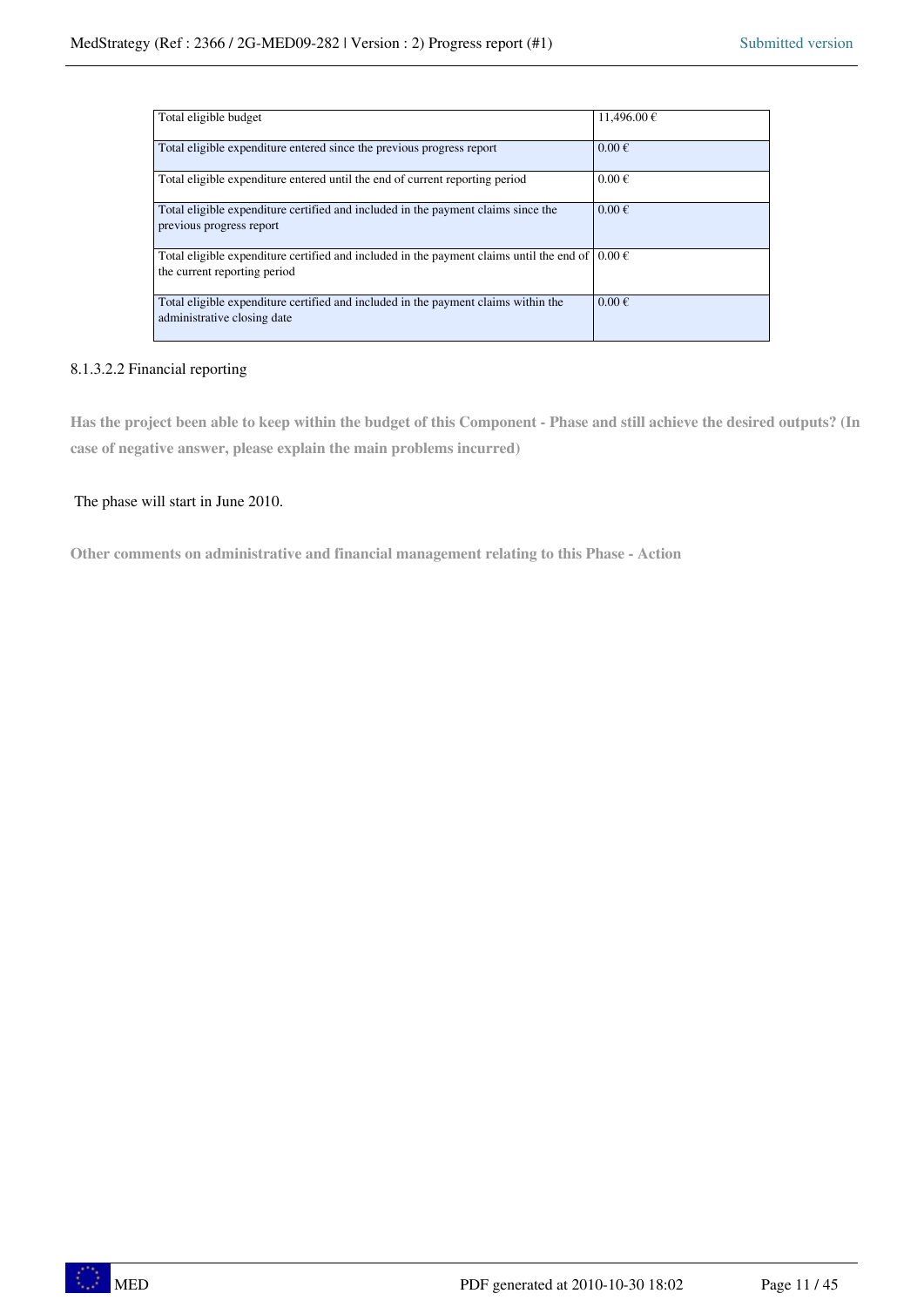| Total eligible budget | 11,496.00 € |
|---|---|
| Total eligible expenditure entered since the previous progress report | 0.00 € |
| Total eligible expenditure entered until the end of current reporting period | 0.00 € |
| Total eligible expenditure certified and included in the payment claims since the previous progress report | 0.00 € |
| Total eligible expenditure certified and included in the payment claims until the end of the current reporting period | 0.00 € |
| Total eligible expenditure certified and included in the payment claims within the administrative closing date | 0.00 € |

8.1.3.2.2 Financial reporting

**Has the project been able to keep within the budget of this Component - Phase and still achieve the desired outputs? (In case of negative answer, please explain the main problems incurred)**

The phase will start in June 2010.

**Other comments on administrative and financial management relating to this Phase - Action**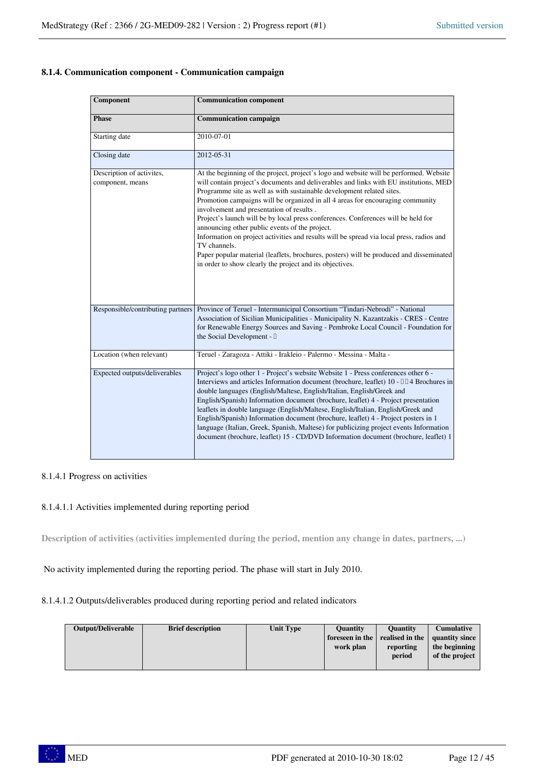### 8.1.4. Communication component - Communication campaign

| **Component** | **Communication component** |
|---|---|
| **Phase** | **Communication campaign** |
| Starting date | 2010-07-01 |
| Closing date | 2012-05-31 |
| Description of activites, component, means | At the beginning of the project, project's logo and website will be performed. Website will contain project's documents and deliverables and links with EU institutions, MED Programme site as well as with sustainable development related sites.<br>Promotion campaigns will be organized in all 4 areas for encouraging community involvement and presentation of results .<br>Project's launch will be by local press conferences. Conferences will be held for announcing other public events of the project.<br>Information on project activities and results will be spread via local press, radios and TV channels.<br>Paper popular material (leaflets, brochures, posters) will be produced and disseminated in order to show clearly the project and its objectives. |
| Responsible/contributing partners | Province of Teruel - Intermunicipal Consortium "Tindari-Nebrodi" - National Association of Sicilian Municipalities - Municipality N. Kazantzakis - CRES - Centre for Renewable Energy Sources and Saving - Pembroke Local Council - Foundation for the Social Development - |
| Location (when relevant) | Teruel - Zaragoza - Attiki - Irakleio - Palermo - Messina - Malta - |
| Expected outputs/deliverables | Project's logo other 1 - Project's website Website 1 - Press conferences other 6 - Interviews and articles Information document (brochure, leaflet) 10 - 4 Brochures in double languages (English/Maltese, English/Italian, English/Greek and English/Spanish) Information document (brochure, leaflet) 4 - Project presentation leaflets in double language (English/Maltese, English/Italian, English/Greek and English/Spanish) Information document (brochure, leaflet) 4 - Project posters in 1 language (Italian, Greek, Spanish, Maltese) for publicizing project events Information document (brochure, leaflet) 15 - CD/DVD Information document (brochure, leaflet) 1 |

8.1.4.1 Progress on activities

8.1.4.1.1 Activities implemented during reporting period

**Description of activities (activities implemented during the period, mention any change in dates, partners, ...)**

No activity implemented during the reporting period. The phase will start in July 2010.

8.1.4.1.2 Outputs/deliverables produced during reporting period and related indicators

| Output/Deliverable | Brief description | Unit Type | Quantity foreseen in the work plan | Quantity realised in the reporting period | Cumulative quantity since the beginning of the project |
|---|---|---|---|---|---|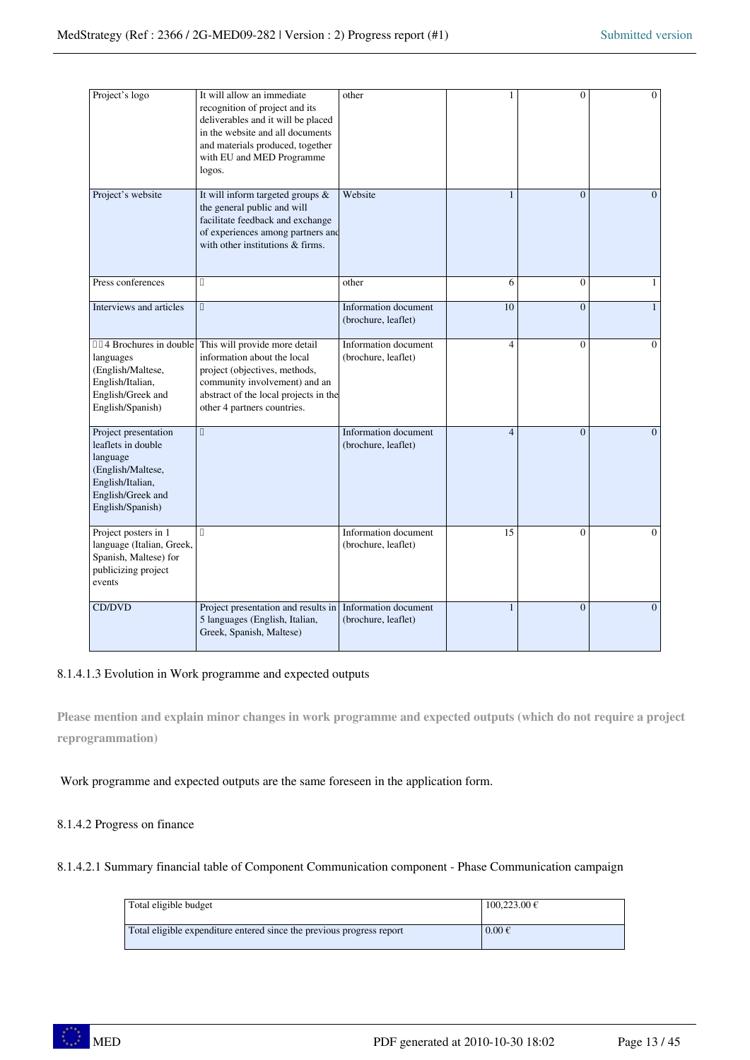| | | | | | |
|---|---|---|---|---|---|
| Project's logo | It will allow an immediate recognition of project and its deliverables and it will be placed in the website and all documents and materials produced, together with EU and MED Programme logos. | other | 1 | 0 | 0 |
| Project's website | It will inform targeted groups & the general public and will facilitate feedback and exchange of experiences among partners and with other institutions & firms. | Website | 1 | 0 | 0 |
| Press conferences | | other | 6 | 0 | 1 |
| Interviews and articles | | Information document (brochure, leaflet) | 10 | 0 | 1 |
| 4 Brochures in double languages (English/Maltese, English/Italian, English/Greek and English/Spanish) | This will provide more detail information about the local project (objectives, methods, community involvement) and an abstract of the local projects in the other 4 partners countries. | Information document (brochure, leaflet) | 4 | 0 | 0 |
| Project presentation leaflets in double language (English/Maltese, English/Italian, English/Greek and English/Spanish) | | Information document (brochure, leaflet) | 4 | 0 | 0 |
| Project posters in 1 language (Italian, Greek, Spanish, Maltese) for publicizing project events | | Information document (brochure, leaflet) | 15 | 0 | 0 |
| CD/DVD | Project presentation and results in 5 languages (English, Italian, Greek, Spanish, Maltese) | Information document (brochure, leaflet) | 1 | 0 | 0 |

8.1.4.1.3 Evolution in Work programme and expected outputs

**Please mention and explain minor changes in work programme and expected outputs (which do not require a project reprogrammation)**

Work programme and expected outputs are the same foreseen in the application form.

8.1.4.2 Progress on finance

8.1.4.2.1 Summary financial table of Component Communication component - Phase Communication campaign

| | |
|---|---|
| Total eligible budget | 100,223.00 € |
| Total eligible expenditure entered since the previous progress report | 0.00 € |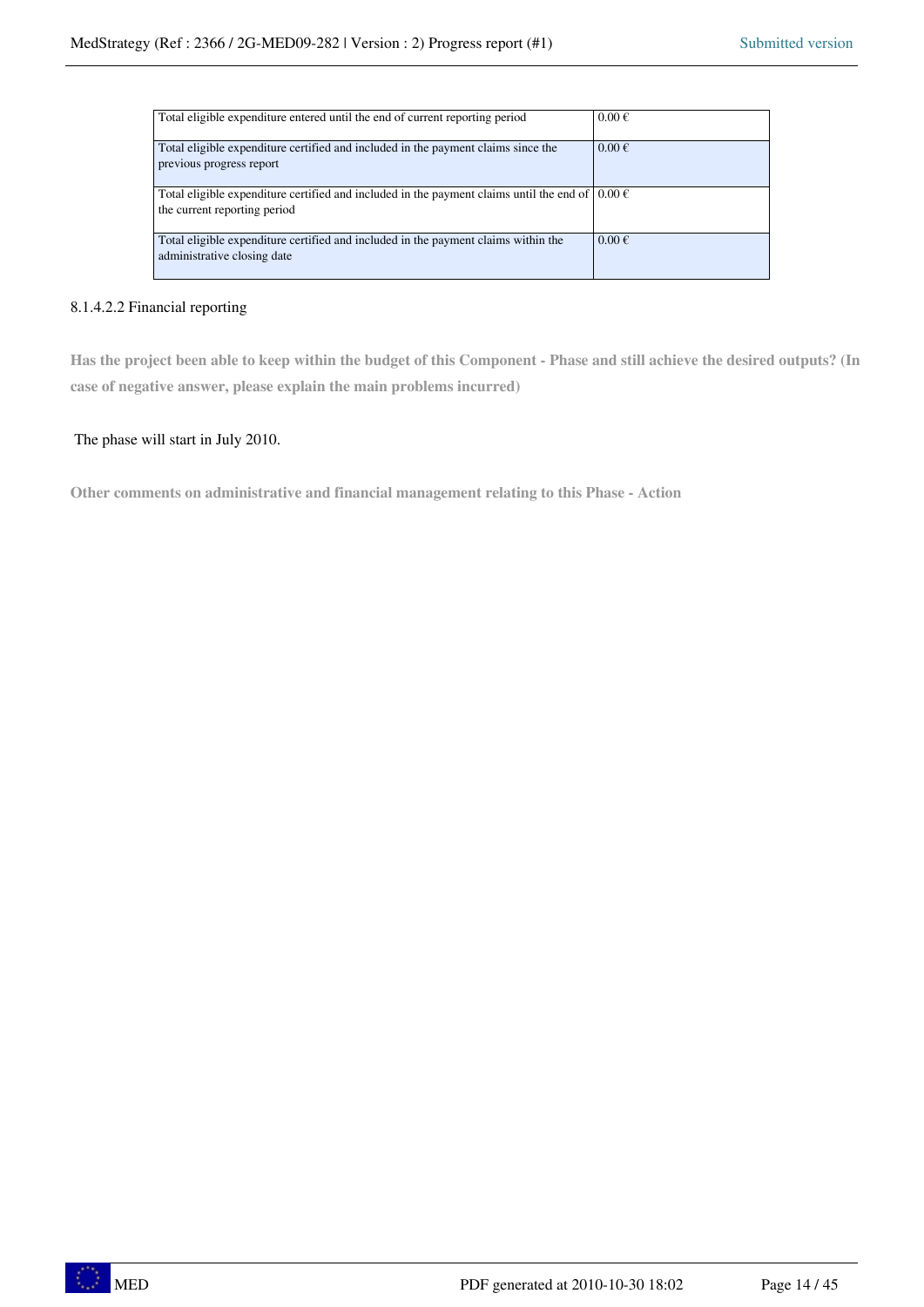| | |
|---|---|
| Total eligible expenditure entered until the end of current reporting period | 0.00 € |
| Total eligible expenditure certified and included in the payment claims since the previous progress report | 0.00 € |
| Total eligible expenditure certified and included in the payment claims until the end of the current reporting period | 0.00 € |
| Total eligible expenditure certified and included in the payment claims within the administrative closing date | 0.00 € |

8.1.4.2.2 Financial reporting

**Has the project been able to keep within the budget of this Component - Phase and still achieve the desired outputs? (In case of negative answer, please explain the main problems incurred)**

The phase will start in July 2010.

**Other comments on administrative and financial management relating to this Phase - Action**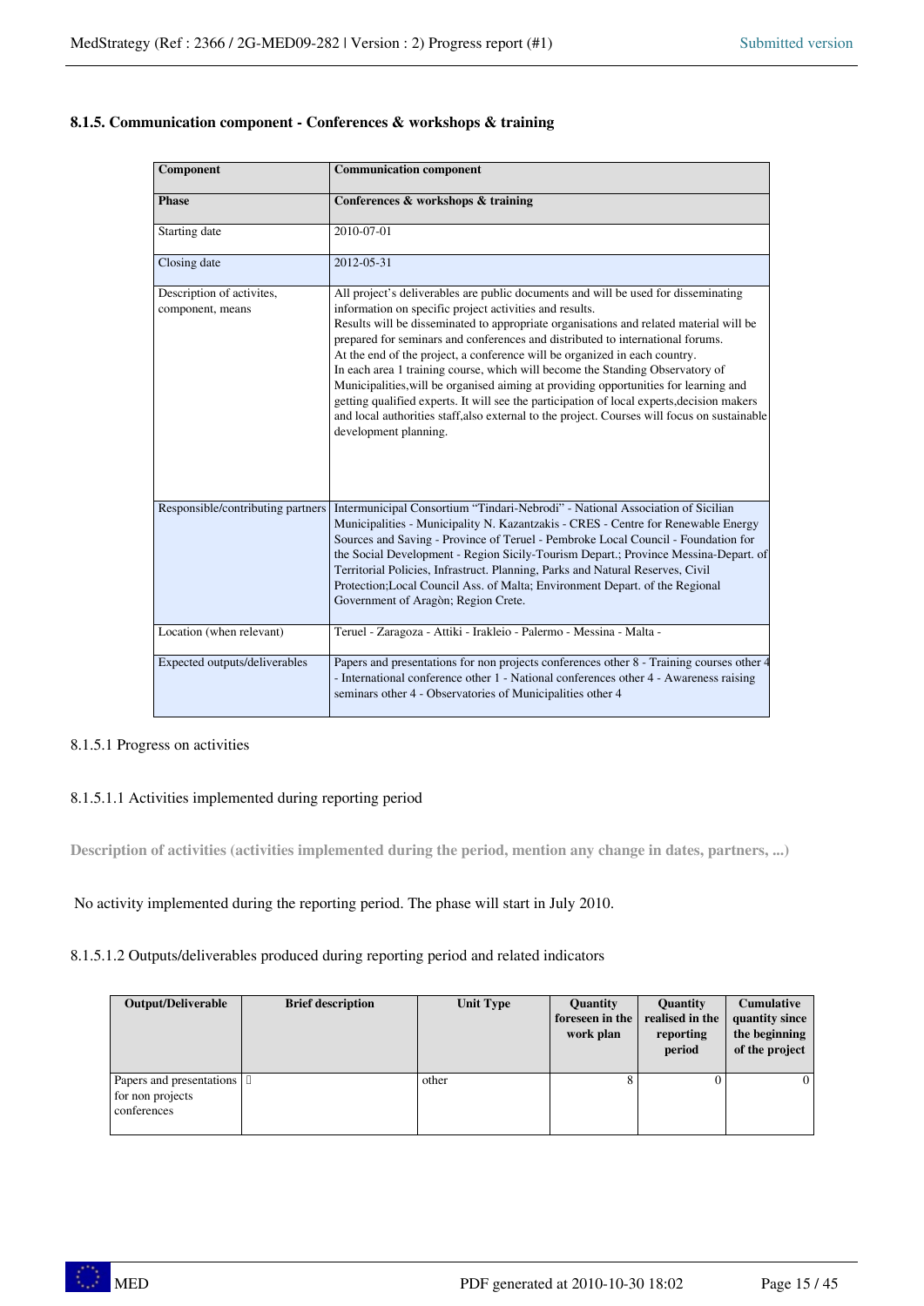### 8.1.5. Communication component - Conferences & workshops & training

| Component | Communication component |
|---|---|
| **Phase** | **Conferences & workshops & training** |
| Starting date | 2010-07-01 |
| Closing date | 2012-05-31 |
| Description of activites, component, means | All project's deliverables are public documents and will be used for disseminating information on specific project activities and results.<br>Results will be disseminated to appropriate organisations and related material will be prepared for seminars and conferences and distributed to international forums.<br>At the end of the project, a conference will be organized in each country.<br>In each area 1 training course, which will become the Standing Observatory of Municipalities,will be organised aiming at providing opportunities for learning and getting qualified experts. It will see the participation of local experts,decision makers and local authorities staff,also external to the project. Courses will focus on sustainable development planning. |
| Responsible/contributing partners | Intermunicipal Consortium "Tindari-Nebrodi" - National Association of Sicilian Municipalities - Municipality N. Kazantzakis - CRES - Centre for Renewable Energy Sources and Saving - Province of Teruel - Pembroke Local Council - Foundation for the Social Development - Region Sicily-Tourism Depart.; Province Messina-Depart. of Territorial Policies, Infrastruct. Planning, Parks and Natural Reserves, Civil Protection;Local Council Ass. of Malta; Environment Depart. of the Regional Government of Aragòn; Region Crete. |
| Location (when relevant) | Teruel - Zaragoza - Attiki - Irakleio - Palermo - Messina - Malta - |
| Expected outputs/deliverables | Papers and presentations for non projects conferences other 8 - Training courses other 4 - International conference other 1 - National conferences other 4 - Awareness raising seminars other 4 - Observatories of Municipalities other 4 |

8.1.5.1 Progress on activities

8.1.5.1.1 Activities implemented during reporting period

**Description of activities (activities implemented during the period, mention any change in dates, partners, ...)**

No activity implemented during the reporting period. The phase will start in July 2010.

8.1.5.1.2 Outputs/deliverables produced during reporting period and related indicators

| Output/Deliverable | Brief description | Unit Type | Quantity foreseen in the work plan | Quantity realised in the reporting period | Cumulative quantity since the beginning of the project |
|---|---|---|---|---|---|
| Papers and presentations for non projects conferences | | other | 8 | 0 | 0 |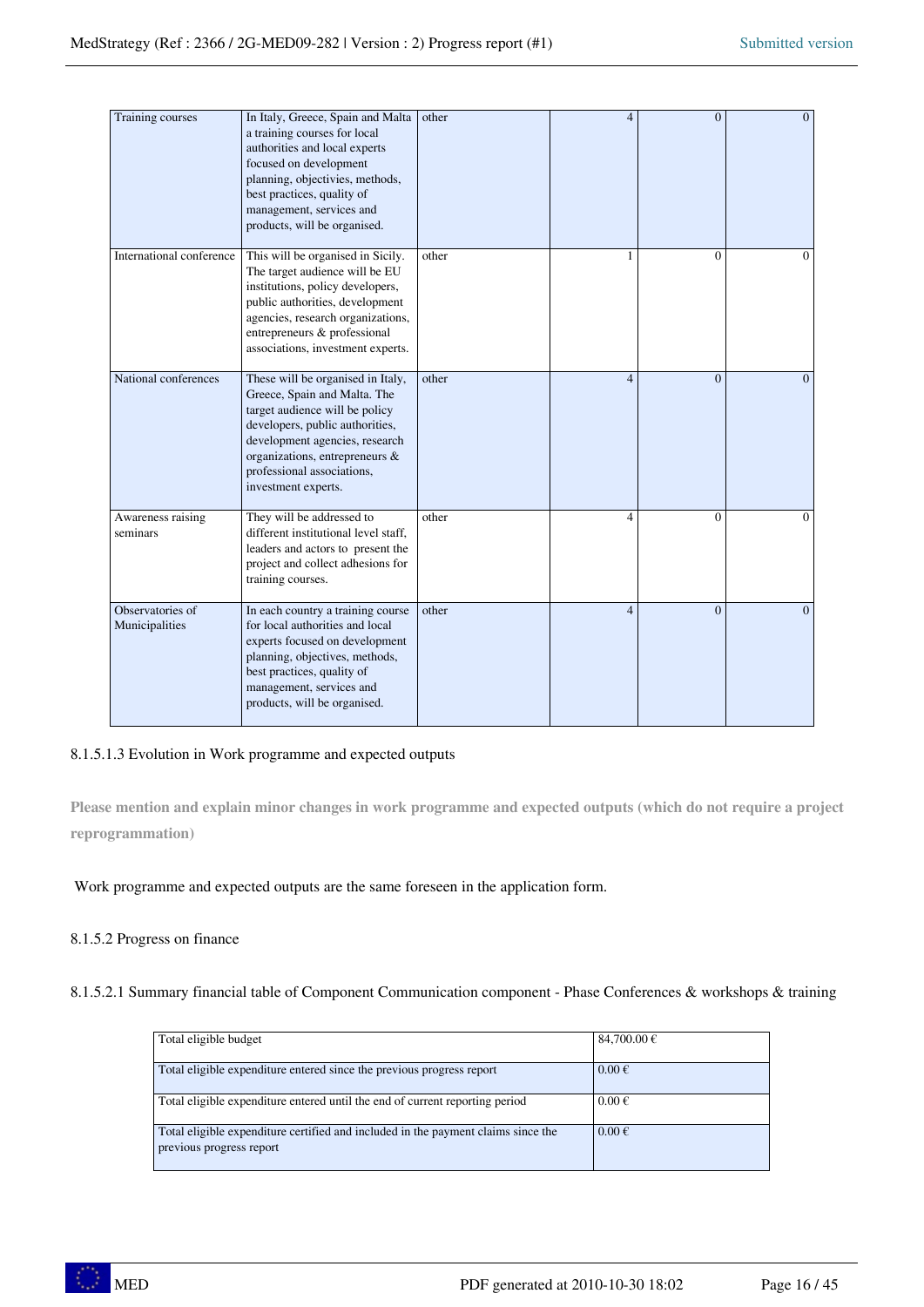| | | | | | |
|---|---|---|---|---|---|
| Training courses | In Italy, Greece, Spain and Malta a training courses for local authorities and local experts focused on development planning, objectivies, methods, best practices, quality of management, services and products, will be organised. | other | 4 | 0 | 0 |
| International conference | This will be organised in Sicily. The target audience will be EU institutions, policy developers, public authorities, development agencies, research organizations, entrepreneurs & professional associations, investment experts. | other | 1 | 0 | 0 |
| National conferences | These will be organised in Italy, Greece, Spain and Malta. The target audience will be policy developers, public authorities, development agencies, research organizations, entrepreneurs & professional associations, investment experts. | other | 4 | 0 | 0 |
| Awareness raising seminars | They will be addressed to different institutional level staff, leaders and actors to present the project and collect adhesions for training courses. | other | 4 | 0 | 0 |
| Observatories of Municipalities | In each country a training course for local authorities and local experts focused on development planning, objectives, methods, best practices, quality of management, services and products, will be organised. | other | 4 | 0 | 0 |

8.1.5.1.3 Evolution in Work programme and expected outputs

**Please mention and explain minor changes in work programme and expected outputs (which do not require a project reprogrammation)**

Work programme and expected outputs are the same foreseen in the application form.

8.1.5.2 Progress on finance

8.1.5.2.1 Summary financial table of Component Communication component - Phase Conferences & workshops & training

| | |
|---|---|
| Total eligible budget | 84,700.00 € |
| Total eligible expenditure entered since the previous progress report | 0.00 € |
| Total eligible expenditure entered until the end of current reporting period | 0.00 € |
| Total eligible expenditure certified and included in the payment claims since the previous progress report | 0.00 € |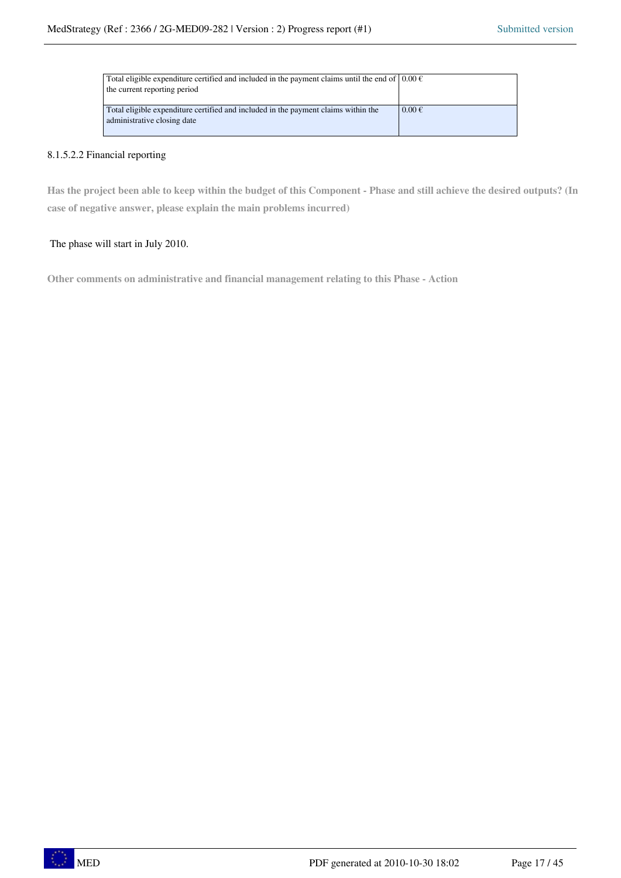| Total eligible expenditure certified and included in the payment claims until the end of the current reporting period | 0.00 € |
|---|---|
| Total eligible expenditure certified and included in the payment claims within the administrative closing date | 0.00 € |

8.1.5.2.2 Financial reporting

**Has the project been able to keep within the budget of this Component - Phase and still achieve the desired outputs? (In case of negative answer, please explain the main problems incurred)**

The phase will start in July 2010.

**Other comments on administrative and financial management relating to this Phase - Action**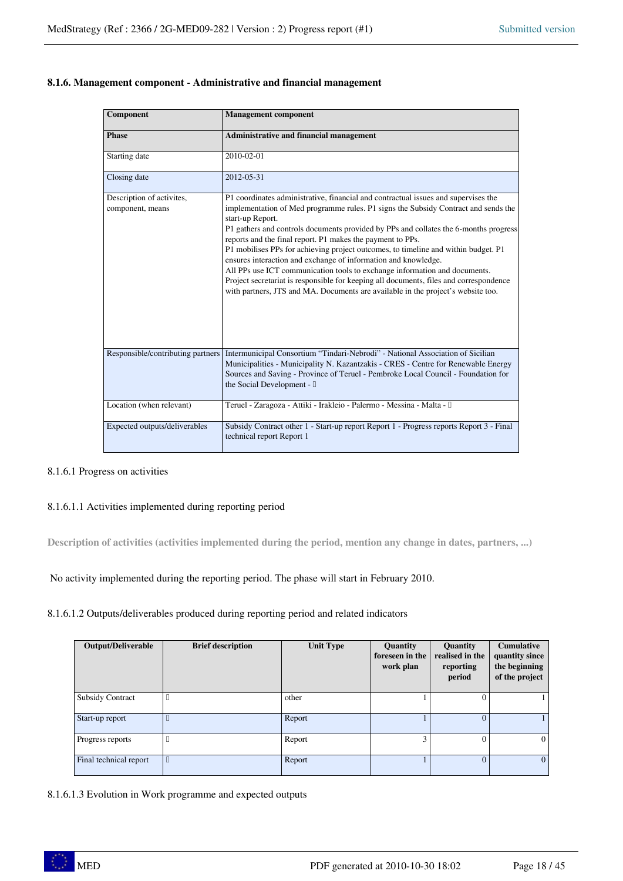### 8.1.6. Management component - Administrative and financial management

| Component | Management component |
|---|---|
| **Phase** | **Administrative and financial management** |
| Starting date | 2010-02-01 |
| Closing date | 2012-05-31 |
| Description of activites, component, means | P1 coordinates administrative, financial and contractual issues and supervises the implementation of Med programme rules. P1 signs the Subsidy Contract and sends the start-up Report.<br>P1 gathers and controls documents provided by PPs and collates the 6-months progress reports and the final report. P1 makes the payment to PPs.<br>P1 mobilises PPs for achieving project outcomes, to timeline and within budget. P1 ensures interaction and exchange of information and knowledge.<br>All PPs use ICT communication tools to exchange information and documents.<br>Project secretariat is responsible for keeping all documents, files and correspondence with partners, JTS and MA. Documents are available in the project's website too. |
| Responsible/contributing partners | Intermunicipal Consortium "Tindari-Nebrodi" - National Association of Sicilian Municipalities - Municipality N. Kazantzakis - CRES - Centre for Renewable Energy Sources and Saving - Province of Teruel - Pembroke Local Council - Foundation for the Social Development - |
| Location (when relevant) | Teruel - Zaragoza - Attiki - Irakleio - Palermo - Messina - Malta - |
| Expected outputs/deliverables | Subsidy Contract other 1 - Start-up report Report 1 - Progress reports Report 3 - Final technical report Report 1 |

8.1.6.1 Progress on activities

8.1.6.1.1 Activities implemented during reporting period

**Description of activities (activities implemented during the period, mention any change in dates, partners, ...)**

No activity implemented during the reporting period. The phase will start in February 2010.

8.1.6.1.2 Outputs/deliverables produced during reporting period and related indicators

| Output/Deliverable | Brief description | Unit Type | Quantity foreseen in the work plan | Quantity realised in the reporting period | Cumulative quantity since the beginning of the project |
|---|---|---|---|---|---|
| Subsidy Contract | | other | 1 | 0 | 1 |
| Start-up report | | Report | 1 | 0 | 1 |
| Progress reports | | Report | 3 | 0 | 0 |
| Final technical report | | Report | 1 | 0 | 0 |

8.1.6.1.3 Evolution in Work programme and expected outputs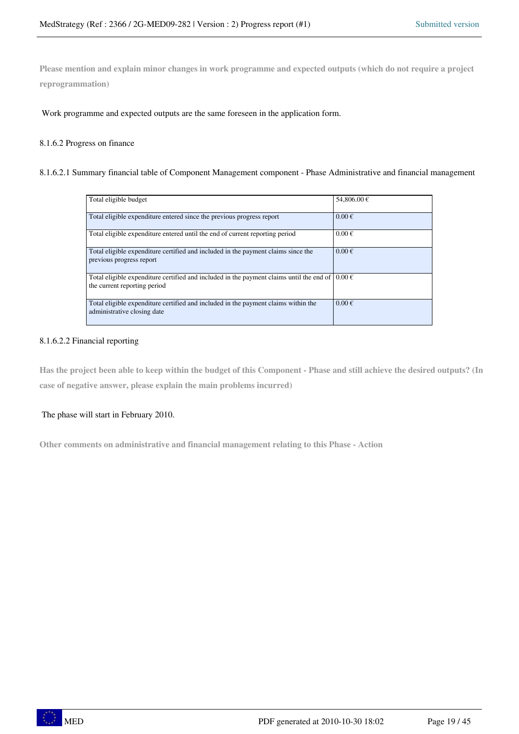**Please mention and explain minor changes in work programme and expected outputs (which do not require a project reprogrammation)**

Work programme and expected outputs are the same foreseen in the application form.

8.1.6.2 Progress on finance

8.1.6.2.1 Summary financial table of Component Management component - Phase Administrative and financial management

| | |
|---|---|
| Total eligible budget | 54,806.00 € |
| Total eligible expenditure entered since the previous progress report | 0.00 € |
| Total eligible expenditure entered until the end of current reporting period | 0.00 € |
| Total eligible expenditure certified and included in the payment claims since the previous progress report | 0.00 € |
| Total eligible expenditure certified and included in the payment claims until the end of the current reporting period | 0.00 € |
| Total eligible expenditure certified and included in the payment claims within the administrative closing date | 0.00 € |

8.1.6.2.2 Financial reporting

**Has the project been able to keep within the budget of this Component - Phase and still achieve the desired outputs? (In case of negative answer, please explain the main problems incurred)**

The phase will start in February 2010.

**Other comments on administrative and financial management relating to this Phase - Action**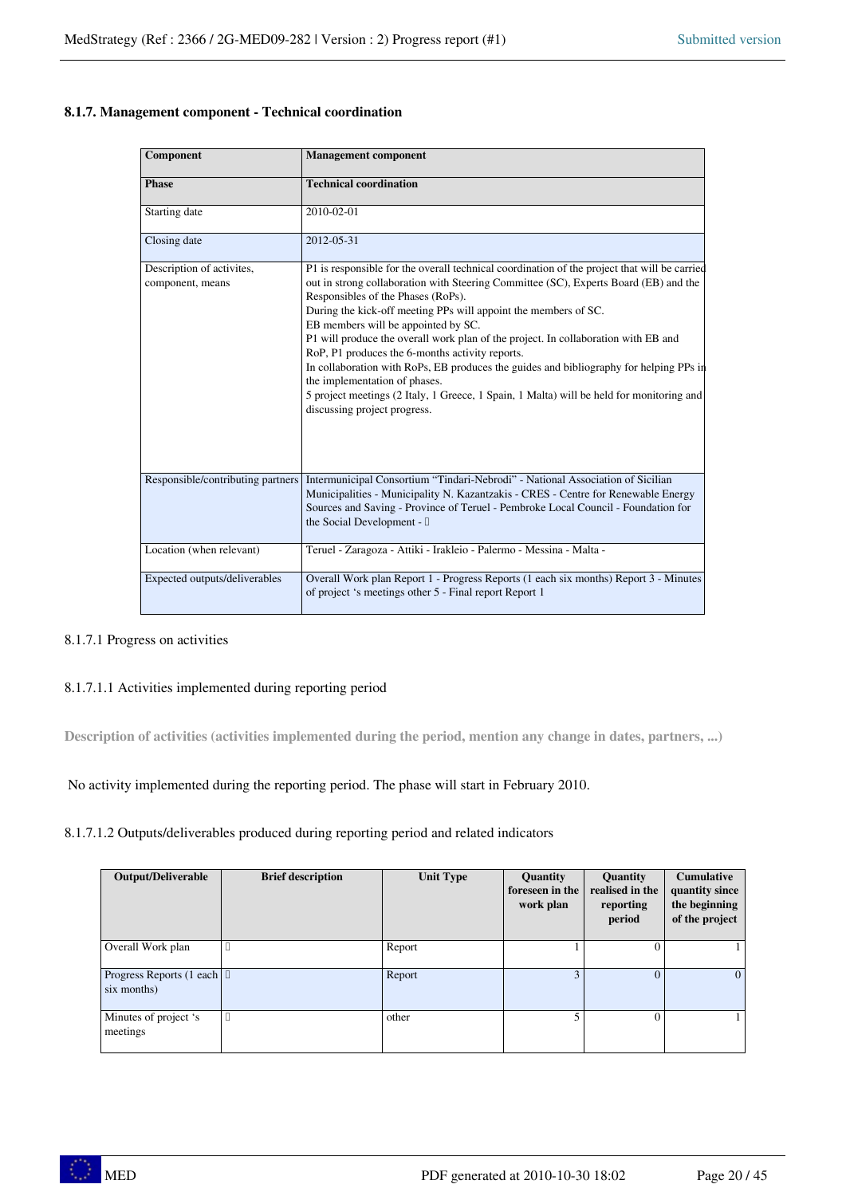### 8.1.7. Management component - Technical coordination

| Component | Management component |
|---|---|
| **Phase** | **Technical coordination** |
| Starting date | 2010-02-01 |
| Closing date | 2012-05-31 |
| Description of activites, component, means | P1 is responsible for the overall technical coordination of the project that will be carried out in strong collaboration with Steering Committee (SC), Experts Board (EB) and the Responsibles of the Phases (RoPs).<br>During the kick-off meeting PPs will appoint the members of SC.<br>EB members will be appointed by SC.<br>P1 will produce the overall work plan of the project. In collaboration with EB and RoP, P1 produces the 6-months activity reports.<br>In collaboration with RoPs, EB produces the guides and bibliography for helping PPs in the implementation of phases.<br>5 project meetings (2 Italy, 1 Greece, 1 Spain, 1 Malta) will be held for monitoring and discussing project progress. |
| Responsible/contributing partners | Intermunicipal Consortium “Tindari-Nebrodi” - National Association of Sicilian Municipalities - Municipality N. Kazantzakis - CRES - Centre for Renewable Energy Sources and Saving - Province of Teruel - Pembroke Local Council - Foundation for the Social Development - |
| Location (when relevant) | Teruel - Zaragoza - Attiki - Irakleio - Palermo - Messina - Malta - |
| Expected outputs/deliverables | Overall Work plan Report 1 - Progress Reports (1 each six months) Report 3 - Minutes of project ‘s meetings other 5 - Final report Report 1 |

8.1.7.1 Progress on activities

8.1.7.1.1 Activities implemented during reporting period

**Description of activities (activities implemented during the period, mention any change in dates, partners, ...)**

No activity implemented during the reporting period. The phase will start in February 2010.

8.1.7.1.2 Outputs/deliverables produced during reporting period and related indicators

| Output/Deliverable | Brief description | Unit Type | Quantity foreseen in the work plan | Quantity realised in the reporting period | Cumulative quantity since the beginning of the project |
|---|---|---|---|---|---|
| Overall Work plan | | Report | 1 | 0 | 1 |
| Progress Reports (1 each six months) | | Report | 3 | 0 | 0 |
| Minutes of project ‘s meetings | | other | 5 | 0 | 1 |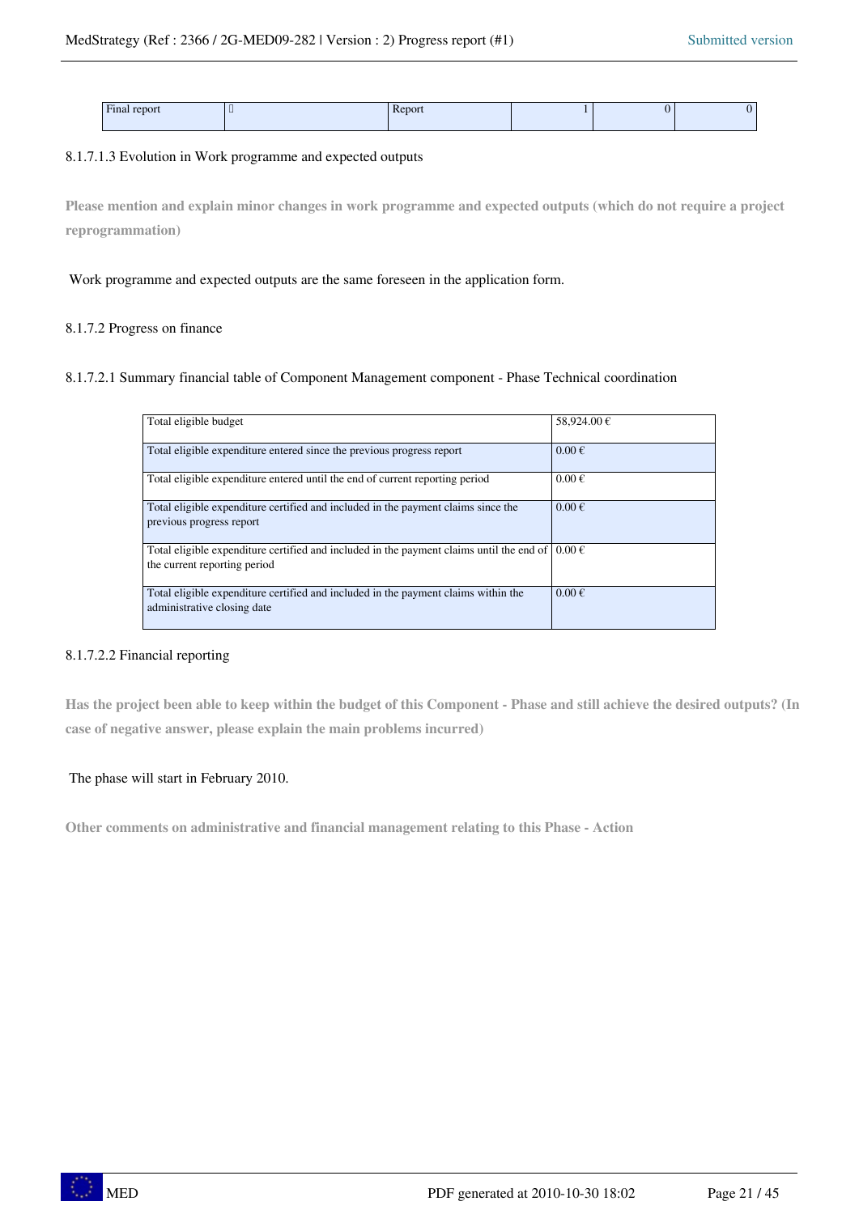| Final report |  | Report | 1 | 0 | 0 |
|---|---|---|---|---|---|

8.1.7.1.3 Evolution in Work programme and expected outputs

**Please mention and explain minor changes in work programme and expected outputs (which do not require a project reprogrammation)**

Work programme and expected outputs are the same foreseen in the application form.

8.1.7.2 Progress on finance

8.1.7.2.1 Summary financial table of Component Management component - Phase Technical coordination

| Total eligible budget | 58,924.00 € |
|---|---|
| Total eligible expenditure entered since the previous progress report | 0.00 € |
| Total eligible expenditure entered until the end of current reporting period | 0.00 € |
| Total eligible expenditure certified and included in the payment claims since the previous progress report | 0.00 € |
| Total eligible expenditure certified and included in the payment claims until the end of the current reporting period | 0.00 € |
| Total eligible expenditure certified and included in the payment claims within the administrative closing date | 0.00 € |

8.1.7.2.2 Financial reporting

**Has the project been able to keep within the budget of this Component - Phase and still achieve the desired outputs? (In case of negative answer, please explain the main problems incurred)**

The phase will start in February 2010.

**Other comments on administrative and financial management relating to this Phase - Action**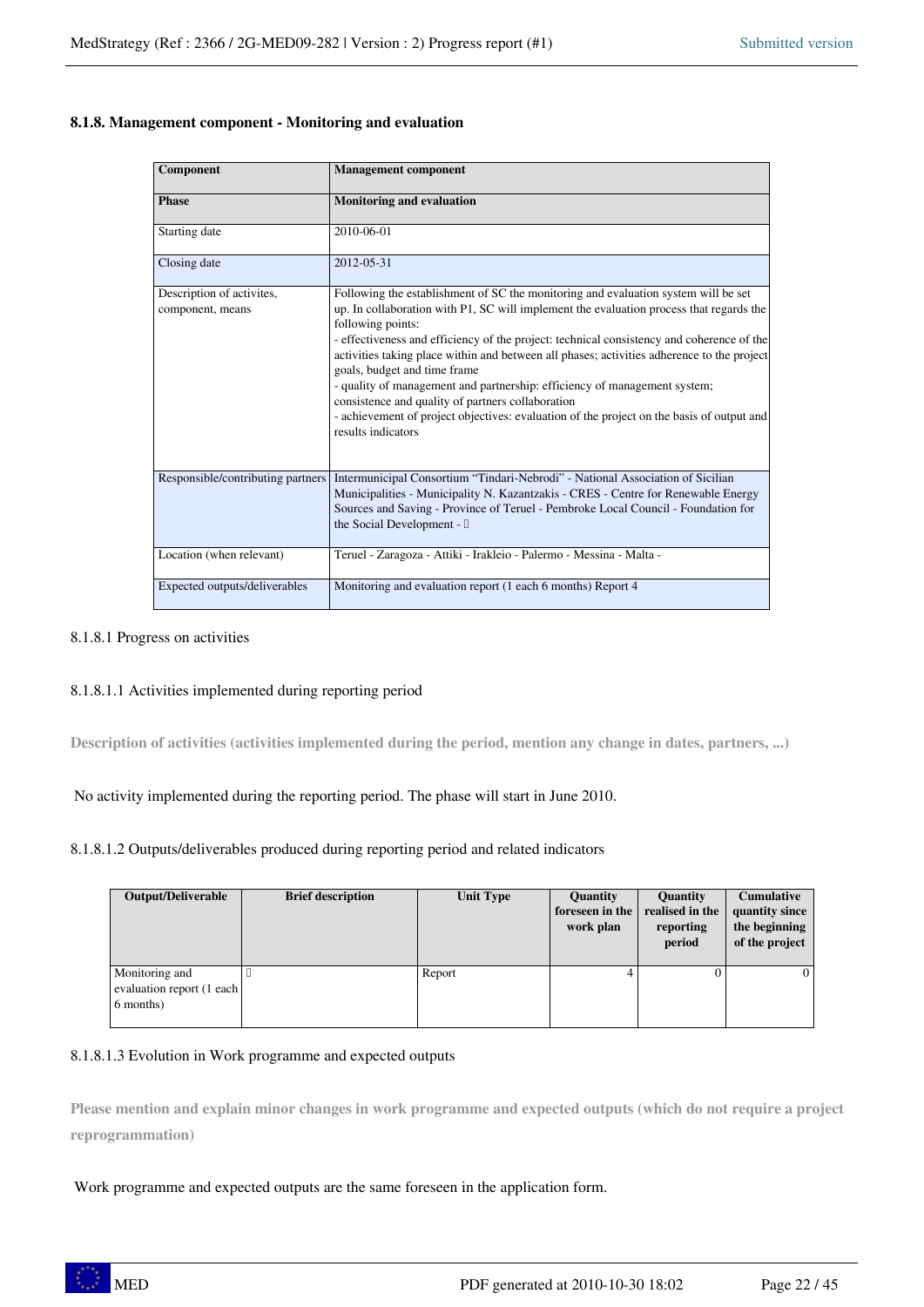### 8.1.8. Management component - Monitoring and evaluation

| Component | Management component |
|---|---|
| **Phase** | **Monitoring and evaluation** |
| Starting date | 2010-06-01 |
| Closing date | 2012-05-31 |
| Description of activites, component, means | Following the establishment of SC the monitoring and evaluation system will be set up. In collaboration with P1, SC will implement the evaluation process that regards the following points:<br>- effectiveness and efficiency of the project: technical consistency and coherence of the activities taking place within and between all phases; activities adherence to the project goals, budget and time frame<br>- quality of management and partnership: efficiency of management system; consistence and quality of partners collaboration<br>- achievement of project objectives: evaluation of the project on the basis of output and results indicators |
| Responsible/contributing partners | Intermunicipal Consortium "Tindari-Nebrodi" - National Association of Sicilian Municipalities - Municipality N. Kazantzakis - CRES - Centre for Renewable Energy Sources and Saving - Province of Teruel - Pembroke Local Council - Foundation for the Social Development - |
| Location (when relevant) | Teruel - Zaragoza - Attiki - Irakleio - Palermo - Messina - Malta - |
| Expected outputs/deliverables | Monitoring and evaluation report (1 each 6 months) Report 4 |

8.1.8.1 Progress on activities

8.1.8.1.1 Activities implemented during reporting period

**Description of activities (activities implemented during the period, mention any change in dates, partners, ...)**

No activity implemented during the reporting period. The phase will start in June 2010.

8.1.8.1.2 Outputs/deliverables produced during reporting period and related indicators

| Output/Deliverable | Brief description | Unit Type | Quantity foreseen in the work plan | Quantity realised in the reporting period | Cumulative quantity since the beginning of the project |
|---|---|---|---|---|---|
| Monitoring and evaluation report (1 each 6 months) | | Report | 4 | 0 | 0 |

8.1.8.1.3 Evolution in Work programme and expected outputs

**Please mention and explain minor changes in work programme and expected outputs (which do not require a project reprogrammation)**

Work programme and expected outputs are the same foreseen in the application form.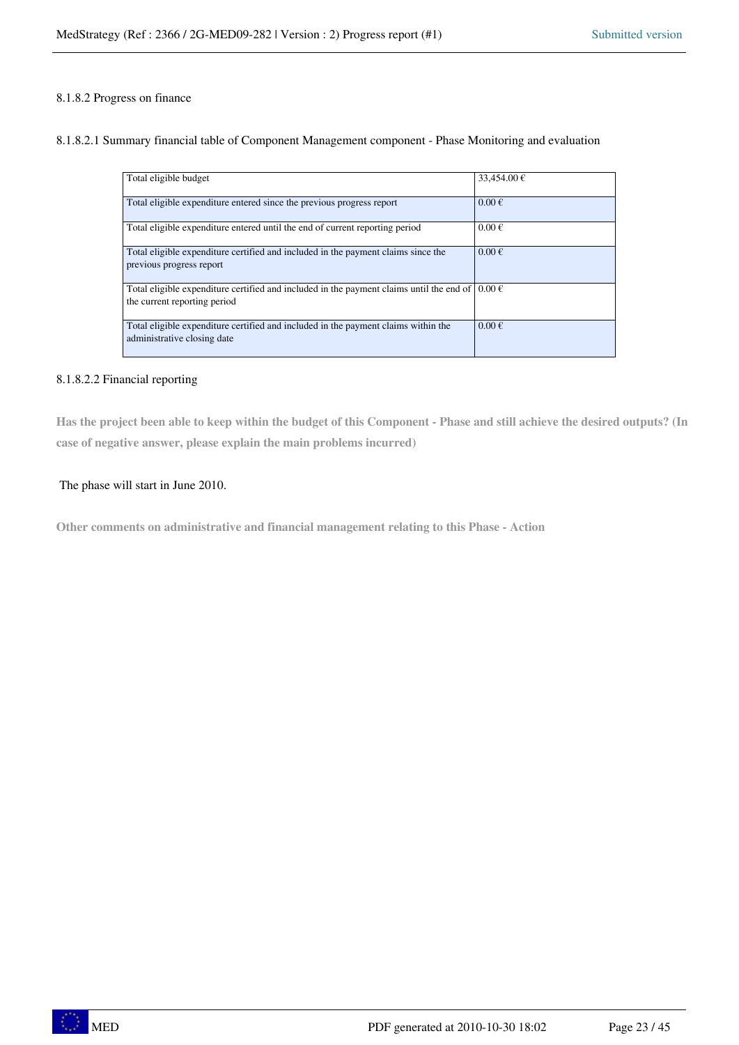8.1.8.2 Progress on finance

8.1.8.2.1 Summary financial table of Component Management component - Phase Monitoring and evaluation

| | |
|---|---|
| Total eligible budget | 33,454.00 € |
| Total eligible expenditure entered since the previous progress report | 0.00 € |
| Total eligible expenditure entered until the end of current reporting period | 0.00 € |
| Total eligible expenditure certified and included in the payment claims since the previous progress report | 0.00 € |
| Total eligible expenditure certified and included in the payment claims until the end of the current reporting period | 0.00 € |
| Total eligible expenditure certified and included in the payment claims within the administrative closing date | 0.00 € |

8.1.8.2.2 Financial reporting

**Has the project been able to keep within the budget of this Component - Phase and still achieve the desired outputs? (In case of negative answer, please explain the main problems incurred)**

The phase will start in June 2010.

**Other comments on administrative and financial management relating to this Phase - Action**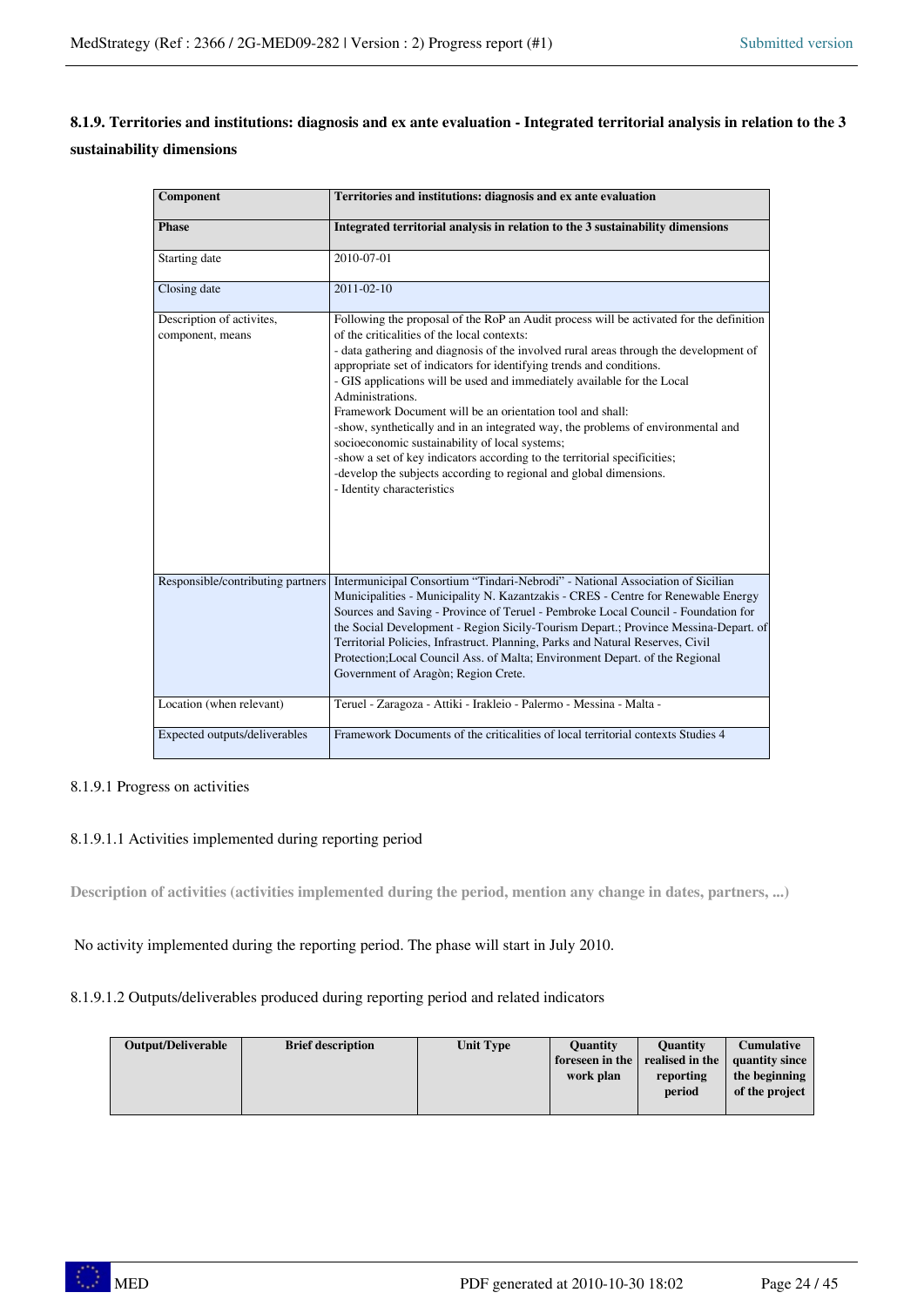### 8.1.9. Territories and institutions: diagnosis and ex ante evaluation - Integrated territorial analysis in relation to the 3 sustainability dimensions

| **Component** | **Territories and institutions: diagnosis and ex ante evaluation** |
|---|---|
| **Phase** | **Integrated territorial analysis in relation to the 3 sustainability dimensions** |
| Starting date | 2010-07-01 |
| Closing date | 2011-02-10 |
| Description of activites, component, means | Following the proposal of the RoP an Audit process will be activated for the definition of the criticalities of the local contexts:<br>- data gathering and diagnosis of the involved rural areas through the development of appropriate set of indicators for identifying trends and conditions.<br>- GIS applications will be used and immediately available for the Local Administrations.<br>Framework Document will be an orientation tool and shall:<br>-show, synthetically and in an integrated way, the problems of environmental and socioeconomic sustainability of local systems;<br>-show a set of key indicators according to the territorial specificities;<br>-develop the subjects according to regional and global dimensions.<br>- Identity characteristics |
| Responsible/contributing partners | Intermunicipal Consortium "Tindari-Nebrodi" - National Association of Sicilian Municipalities - Municipality N. Kazantzakis - CRES - Centre for Renewable Energy Sources and Saving - Province of Teruel - Pembroke Local Council - Foundation for the Social Development - Region Sicily-Tourism Depart.; Province Messina-Depart. of Territorial Policies, Infrastruct. Planning, Parks and Natural Reserves, Civil Protection;Local Council Ass. of Malta; Environment Depart. of the Regional Government of Aragòn; Region Crete. |
| Location (when relevant) | Teruel - Zaragoza - Attiki - Irakleio - Palermo - Messina - Malta - |
| Expected outputs/deliverables | Framework Documents of the criticalities of local territorial contexts Studies 4 |

8.1.9.1 Progress on activities

8.1.9.1.1 Activities implemented during reporting period

**Description of activities (activities implemented during the period, mention any change in dates, partners, ...)**

No activity implemented during the reporting period. The phase will start in July 2010.

8.1.9.1.2 Outputs/deliverables produced during reporting period and related indicators

| **Output/Deliverable** | **Brief description** | **Unit Type** | **Quantity foreseen in the work plan** | **Quantity realised in the reporting period** | **Cumulative quantity since the beginning of the project** |
|---|---|---|---|---|---|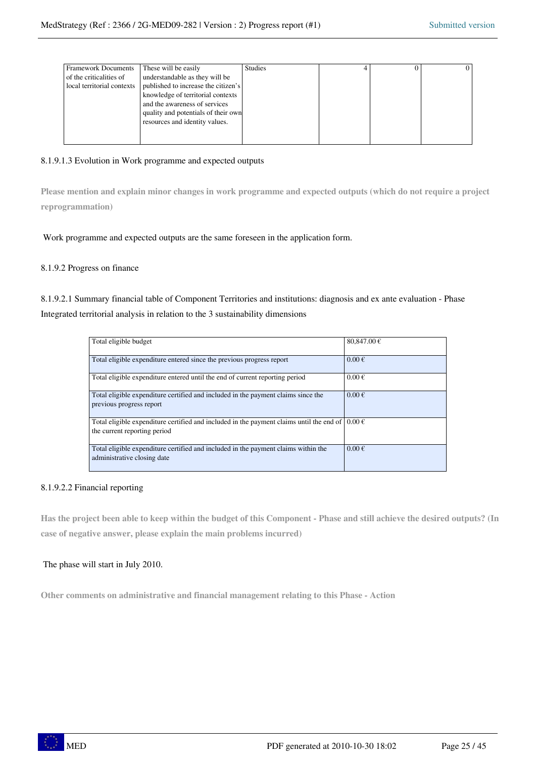| Framework Documents of the criticalities of local territorial contexts | These will be easily understandable as they will be published to increase the citizen's knowledge of territorial contexts and the awareness of services quality and potentials of their own resources and identity values. | Studies | 4 | 0 | 0 |
|---|---|---|---|---|---|

8.1.9.1.3 Evolution in Work programme and expected outputs

**Please mention and explain minor changes in work programme and expected outputs (which do not require a project reprogrammation)**

Work programme and expected outputs are the same foreseen in the application form.

8.1.9.2 Progress on finance

8.1.9.2.1 Summary financial table of Component Territories and institutions: diagnosis and ex ante evaluation - Phase Integrated territorial analysis in relation to the 3 sustainability dimensions

| Total eligible budget | 80,847.00 € |
|---|---|
| Total eligible expenditure entered since the previous progress report | 0.00 € |
| Total eligible expenditure entered until the end of current reporting period | 0.00 € |
| Total eligible expenditure certified and included in the payment claims since the previous progress report | 0.00 € |
| Total eligible expenditure certified and included in the payment claims until the end of the current reporting period | 0.00 € |
| Total eligible expenditure certified and included in the payment claims within the administrative closing date | 0.00 € |

8.1.9.2.2 Financial reporting

**Has the project been able to keep within the budget of this Component - Phase and still achieve the desired outputs? (In case of negative answer, please explain the main problems incurred)**

The phase will start in July 2010.

**Other comments on administrative and financial management relating to this Phase - Action**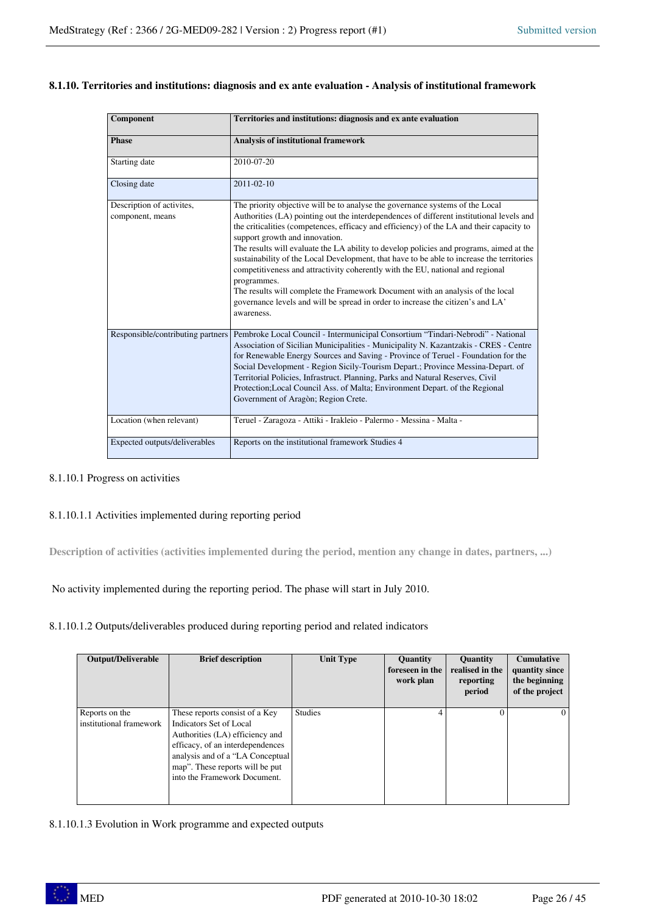### 8.1.10. Territories and institutions: diagnosis and ex ante evaluation - Analysis of institutional framework

| Component | Territories and institutions: diagnosis and ex ante evaluation |
|---|---|
| **Phase** | **Analysis of institutional framework** |
| Starting date | 2010-07-20 |
| Closing date | 2011-02-10 |
| Description of activites, component, means | The priority objective will be to analyse the governance systems of the Local Authorities (LA) pointing out the interdependences of different institutional levels and the criticalities (competences, efficacy and efficiency) of the LA and their capacity to support growth and innovation.<br>The results will evaluate the LA ability to develop policies and programs, aimed at the sustainability of the Local Development, that have to be able to increase the territories competitiveness and attractivity coherently with the EU, national and regional programmes.<br>The results will complete the Framework Document with an analysis of the local governance levels and will be spread in order to increase the citizen's and LA' awareness. |
| Responsible/contributing partners | Pembroke Local Council - Intermunicipal Consortium "Tindari-Nebrodi" - National Association of Sicilian Municipalities - Municipality N. Kazantzakis - CRES - Centre for Renewable Energy Sources and Saving - Province of Teruel - Foundation for the Social Development - Region Sicily-Tourism Depart.; Province Messina-Depart. of Territorial Policies, Infrastruct. Planning, Parks and Natural Reserves, Civil Protection;Local Council Ass. of Malta; Environment Depart. of the Regional Government of Aragòn; Region Crete. |
| Location (when relevant) | Teruel - Zaragoza - Attiki - Irakleio - Palermo - Messina - Malta - |
| Expected outputs/deliverables | Reports on the institutional framework Studies 4 |

8.1.10.1 Progress on activities

8.1.10.1.1 Activities implemented during reporting period

**Description of activities (activities implemented during the period, mention any change in dates, partners, ...)**

No activity implemented during the reporting period. The phase will start in July 2010.

8.1.10.1.2 Outputs/deliverables produced during reporting period and related indicators

| Output/Deliverable | Brief description | Unit Type | Quantity foreseen in the work plan | Quantity realised in the reporting period | Cumulative quantity since the beginning of the project |
|---|---|---|---|---|---|
| Reports on the institutional framework | These reports consist of a Key Indicators Set of Local Authorities (LA) efficiency and efficacy, of an interdependences analysis and of a "LA Conceptual map". These reports will be put into the Framework Document. | Studies | 4 | 0 | 0 |

8.1.10.1.3 Evolution in Work programme and expected outputs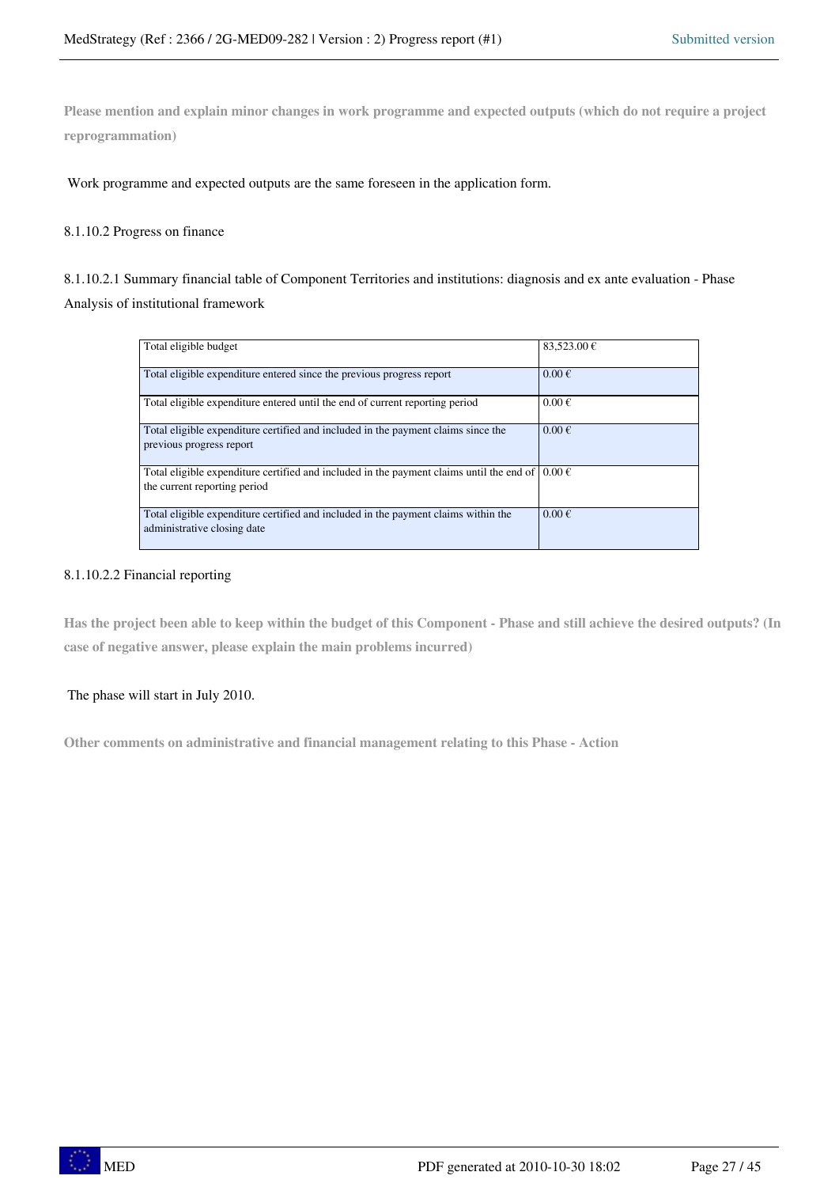**Please mention and explain minor changes in work programme and expected outputs (which do not require a project reprogrammation)**

Work programme and expected outputs are the same foreseen in the application form.

8.1.10.2 Progress on finance

8.1.10.2.1 Summary financial table of Component Territories and institutions: diagnosis and ex ante evaluation - Phase Analysis of institutional framework

| | |
|---|---|
| Total eligible budget | 83,523.00 € |
| Total eligible expenditure entered since the previous progress report | 0.00 € |
| Total eligible expenditure entered until the end of current reporting period | 0.00 € |
| Total eligible expenditure certified and included in the payment claims since the previous progress report | 0.00 € |
| Total eligible expenditure certified and included in the payment claims until the end of the current reporting period | 0.00 € |
| Total eligible expenditure certified and included in the payment claims within the administrative closing date | 0.00 € |

8.1.10.2.2 Financial reporting

**Has the project been able to keep within the budget of this Component - Phase and still achieve the desired outputs? (In case of negative answer, please explain the main problems incurred)**

The phase will start in July 2010.

**Other comments on administrative and financial management relating to this Phase - Action**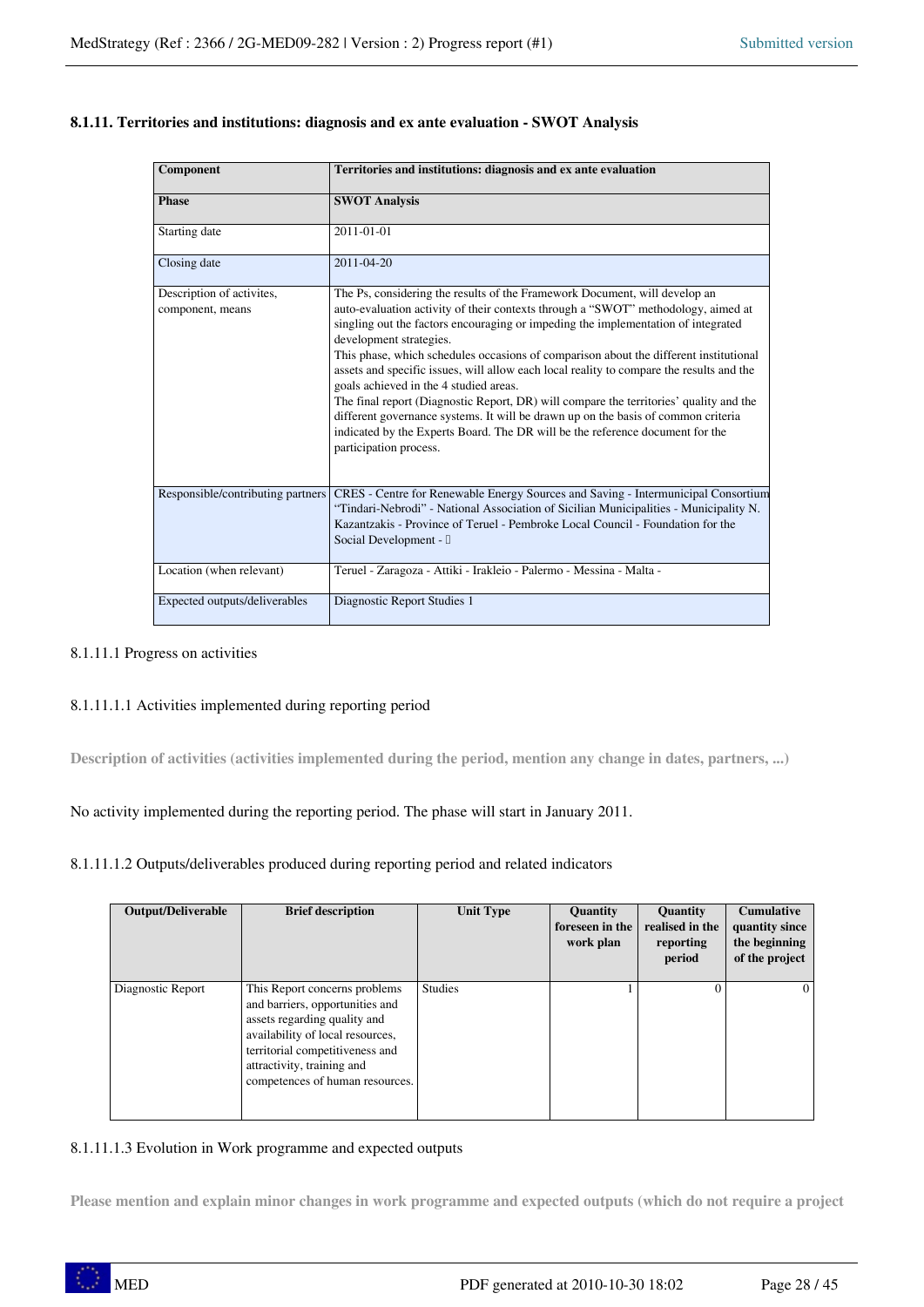### 8.1.11. Territories and institutions: diagnosis and ex ante evaluation - SWOT Analysis

| **Component** | **Territories and institutions: diagnosis and ex ante evaluation** |
|---|---|
| **Phase** | **SWOT Analysis** |
| Starting date | 2011-01-01 |
| Closing date | 2011-04-20 |
| Description of activites, component, means | The Ps, considering the results of the Framework Document, will develop an auto-evaluation activity of their contexts through a "SWOT" methodology, aimed at singling out the factors encouraging or impeding the implementation of integrated development strategies.<br>This phase, which schedules occasions of comparison about the different institutional assets and specific issues, will allow each local reality to compare the results and the goals achieved in the 4 studied areas.<br>The final report (Diagnostic Report, DR) will compare the territories' quality and the different governance systems. It will be drawn up on the basis of common criteria indicated by the Experts Board. The DR will be the reference document for the participation process. |
| Responsible/contributing partners | CRES - Centre for Renewable Energy Sources and Saving - Intermunicipal Consortium "Tindari-Nebrodi" - National Association of Sicilian Municipalities - Municipality N. Kazantzakis - Province of Teruel - Pembroke Local Council - Foundation for the Social Development - |
| Location (when relevant) | Teruel - Zaragoza - Attiki - Irakleio - Palermo - Messina - Malta - |
| Expected outputs/deliverables | Diagnostic Report Studies 1 |

8.1.11.1 Progress on activities

8.1.11.1.1 Activities implemented during reporting period

**Description of activities (activities implemented during the period, mention any change in dates, partners, ...)**

No activity implemented during the reporting period. The phase will start in January 2011.

8.1.11.1.2 Outputs/deliverables produced during reporting period and related indicators

| Output/Deliverable | Brief description | Unit Type | Quantity foreseen in the work plan | Quantity realised in the reporting period | Cumulative quantity since the beginning of the project |
|---|---|---|---|---|---|
| Diagnostic Report | This Report concerns problems and barriers, opportunities and assets regarding quality and availability of local resources, territorial competitiveness and attractivity, training and competences of human resources. | Studies | 1 | 0 | 0 |

8.1.11.1.3 Evolution in Work programme and expected outputs

**Please mention and explain minor changes in work programme and expected outputs (which do not require a project**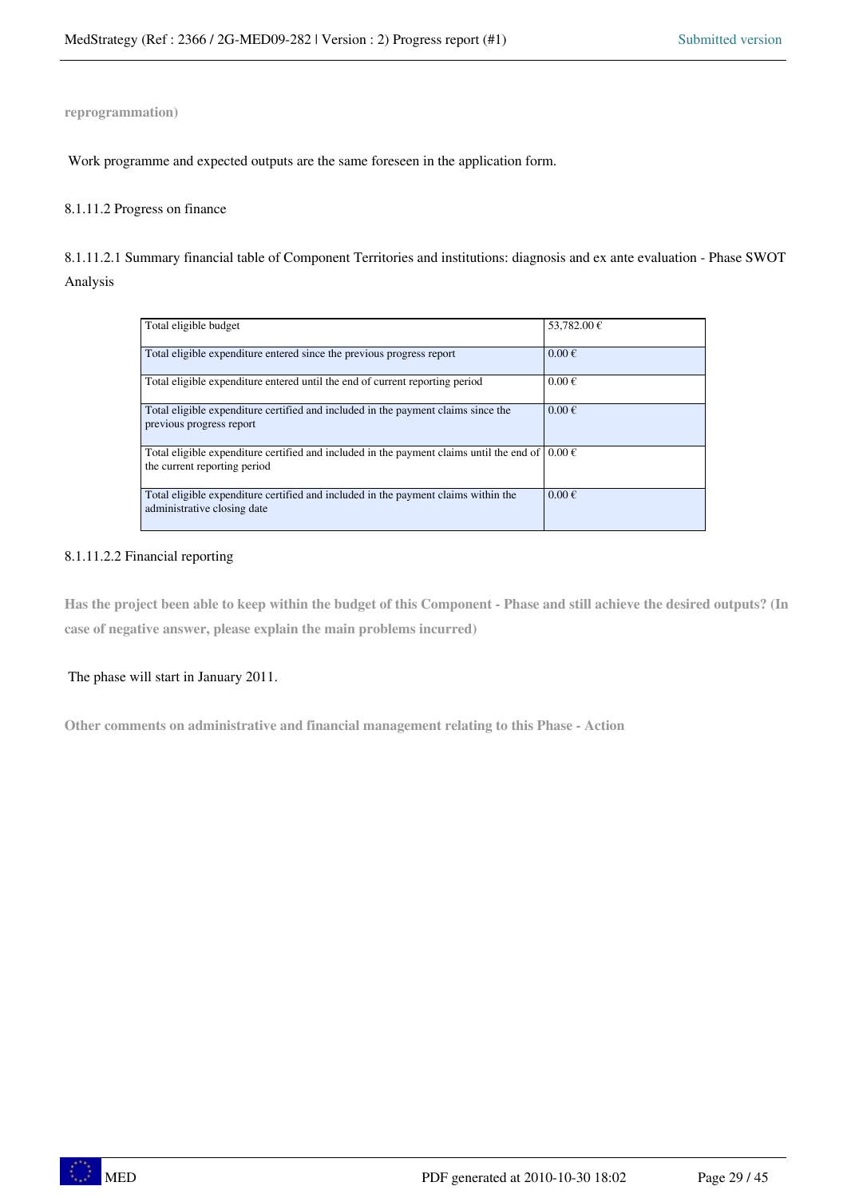**reprogrammation)**

Work programme and expected outputs are the same foreseen in the application form.

8.1.11.2 Progress on finance

8.1.11.2.1 Summary financial table of Component Territories and institutions: diagnosis and ex ante evaluation - Phase SWOT Analysis

| Total eligible budget | 53,782.00 € |
|---|---|
| Total eligible expenditure entered since the previous progress report | 0.00 € |
| Total eligible expenditure entered until the end of current reporting period | 0.00 € |
| Total eligible expenditure certified and included in the payment claims since the previous progress report | 0.00 € |
| Total eligible expenditure certified and included in the payment claims until the end of the current reporting period | 0.00 € |
| Total eligible expenditure certified and included in the payment claims within the administrative closing date | 0.00 € |

8.1.11.2.2 Financial reporting

**Has the project been able to keep within the budget of this Component - Phase and still achieve the desired outputs? (In case of negative answer, please explain the main problems incurred)**

The phase will start in January 2011.

**Other comments on administrative and financial management relating to this Phase - Action**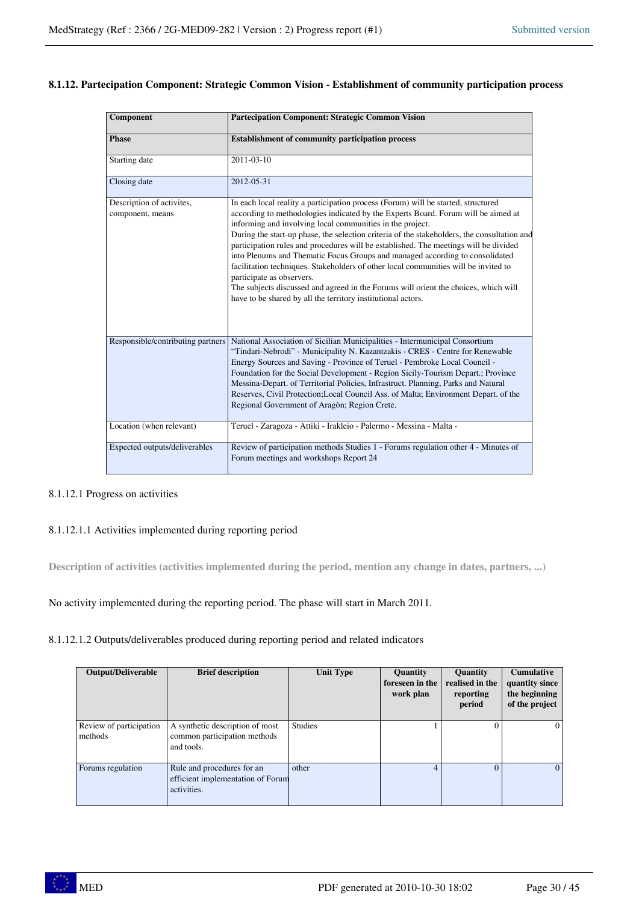### 8.1.12. Partecipation Component: Strategic Common Vision - Establishment of community participation process

| Component | Partecipation Component: Strategic Common Vision |
|---|---|
| **Phase** | **Establishment of community participation process** |
| Starting date | 2011-03-10 |
| Closing date | 2012-05-31 |
| Description of activites, component, means | In each local reality a participation process (Forum) will be started, structured according to methodologies indicated by the Experts Board. Forum will be aimed at informing and involving local communities in the project.<br>During the start-up phase, the selection criteria of the stakeholders, the consultation and participation rules and procedures will be established. The meetings will be divided into Plenums and Thematic Focus Groups and managed according to consolidated facilitation techniques. Stakeholders of other local communities will be invited to participate as observers.<br>The subjects discussed and agreed in the Forums will orient the choices, which will have to be shared by all the territory institutional actors. |
| Responsible/contributing partners | National Association of Sicilian Municipalities - Intermunicipal Consortium "Tindari-Nebrodi" - Municipality N. Kazantzakis - CRES - Centre for Renewable Energy Sources and Saving - Province of Teruel - Pembroke Local Council - Foundation for the Social Development - Region Sicily-Tourism Depart.; Province Messina-Depart. of Territorial Policies, Infrastruct. Planning, Parks and Natural Reserves, Civil Protection;Local Council Ass. of Malta; Environment Depart. of the Regional Government of Aragòn; Region Crete. |
| Location (when relevant) | Teruel - Zaragoza - Attiki - Irakleio - Palermo - Messina - Malta - |
| Expected outputs/deliverables | Review of participation methods Studies 1 - Forums regulation other 4 - Minutes of Forum meetings and workshops Report 24 |

8.1.12.1 Progress on activities

8.1.12.1.1 Activities implemented during reporting period

**Description of activities (activities implemented during the period, mention any change in dates, partners, ...)**

No activity implemented during the reporting period. The phase will start in March 2011.

8.1.12.1.2 Outputs/deliverables produced during reporting period and related indicators

| Output/Deliverable | Brief description | Unit Type | Quantity foreseen in the work plan | Quantity realised in the reporting period | Cumulative quantity since the beginning of the project |
|---|---|---|---|---|---|
| Review of participation methods | A synthetic description of most common participation methods and tools. | Studies | 1 | 0 | 0 |
| Forums regulation | Rule and procedures for an efficient implementation of Forum activities. | other | 4 | 0 | 0 |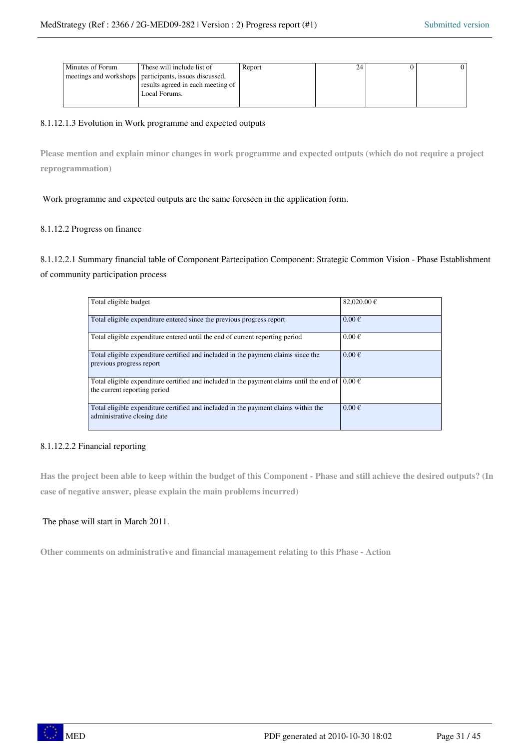| Minutes of Forum meetings and workshops | These will include list of participants, issues discussed, results agreed in each meeting of Local Forums. | Report | 24 | 0 | 0 |
|---|---|---|---|---|---|

8.1.12.1.3 Evolution in Work programme and expected outputs

**Please mention and explain minor changes in work programme and expected outputs (which do not require a project reprogrammation)**

Work programme and expected outputs are the same foreseen in the application form.

8.1.12.2 Progress on finance

8.1.12.2.1 Summary financial table of Component Partecipation Component: Strategic Common Vision - Phase Establishment of community participation process

| Total eligible budget | 82,020.00 € |
|---|---|
| Total eligible expenditure entered since the previous progress report | 0.00 € |
| Total eligible expenditure entered until the end of current reporting period | 0.00 € |
| Total eligible expenditure certified and included in the payment claims since the previous progress report | 0.00 € |
| Total eligible expenditure certified and included in the payment claims until the end of the current reporting period | 0.00 € |
| Total eligible expenditure certified and included in the payment claims within the administrative closing date | 0.00 € |

8.1.12.2.2 Financial reporting

**Has the project been able to keep within the budget of this Component - Phase and still achieve the desired outputs? (In case of negative answer, please explain the main problems incurred)**

The phase will start in March 2011.

**Other comments on administrative and financial management relating to this Phase - Action**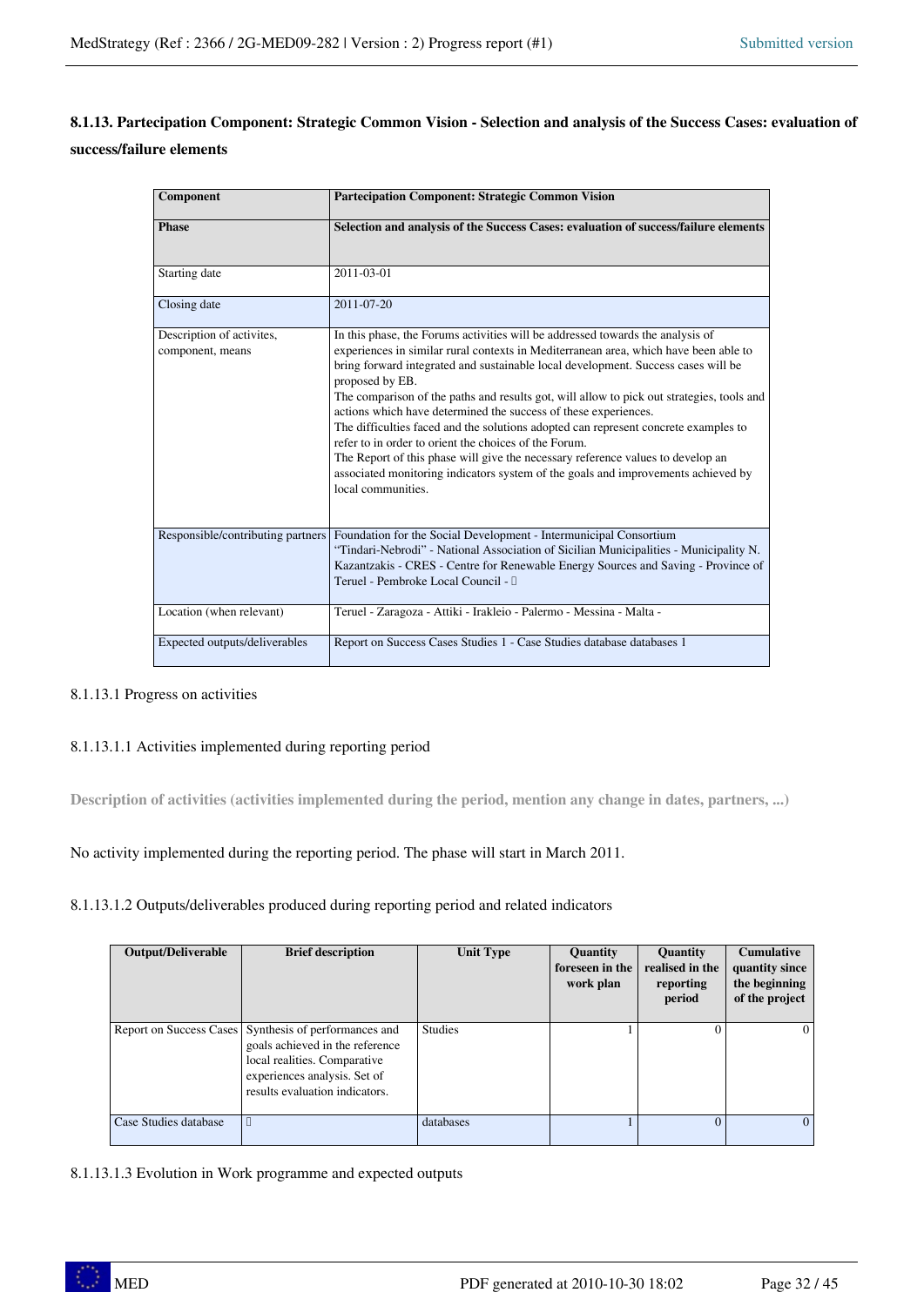### 8.1.13. Partecipation Component: Strategic Common Vision - Selection and analysis of the Success Cases: evaluation of success/failure elements

| Component | Partecipation Component: Strategic Common Vision |
|---|---|
| **Phase** | **Selection and analysis of the Success Cases: evaluation of success/failure elements** |
| Starting date | 2011-03-01 |
| Closing date | 2011-07-20 |
| Description of activites, component, means | In this phase, the Forums activities will be addressed towards the analysis of experiences in similar rural contexts in Mediterranean area, which have been able to bring forward integrated and sustainable local development. Success cases will be proposed by EB.<br>The comparison of the paths and results got, will allow to pick out strategies, tools and actions which have determined the success of these experiences.<br>The difficulties faced and the solutions adopted can represent concrete examples to refer to in order to orient the choices of the Forum.<br>The Report of this phase will give the necessary reference values to develop an associated monitoring indicators system of the goals and improvements achieved by local communities. |
| Responsible/contributing partners | Foundation for the Social Development - Intermunicipal Consortium "Tindari-Nebrodi" - National Association of Sicilian Municipalities - Municipality N. Kazantzakis - CRES - Centre for Renewable Energy Sources and Saving - Province of Teruel - Pembroke Local Council - |
| Location (when relevant) | Teruel - Zaragoza - Attiki - Irakleio - Palermo - Messina - Malta - |
| Expected outputs/deliverables | Report on Success Cases Studies 1 - Case Studies database databases 1 |

8.1.13.1 Progress on activities

8.1.13.1.1 Activities implemented during reporting period

**Description of activities (activities implemented during the period, mention any change in dates, partners, ...)**

No activity implemented during the reporting period. The phase will start in March 2011.

8.1.13.1.2 Outputs/deliverables produced during reporting period and related indicators

| Output/Deliverable | Brief description | Unit Type | Quantity foreseen in the work plan | Quantity realised in the reporting period | Cumulative quantity since the beginning of the project |
|---|---|---|---|---|---|
| Report on Success Cases | Synthesis of performances and goals achieved in the reference local realities. Comparative experiences analysis. Set of results evaluation indicators. | Studies | 1 | 0 | 0 |
| Case Studies database | | databases | 1 | 0 | 0 |

8.1.13.1.3 Evolution in Work programme and expected outputs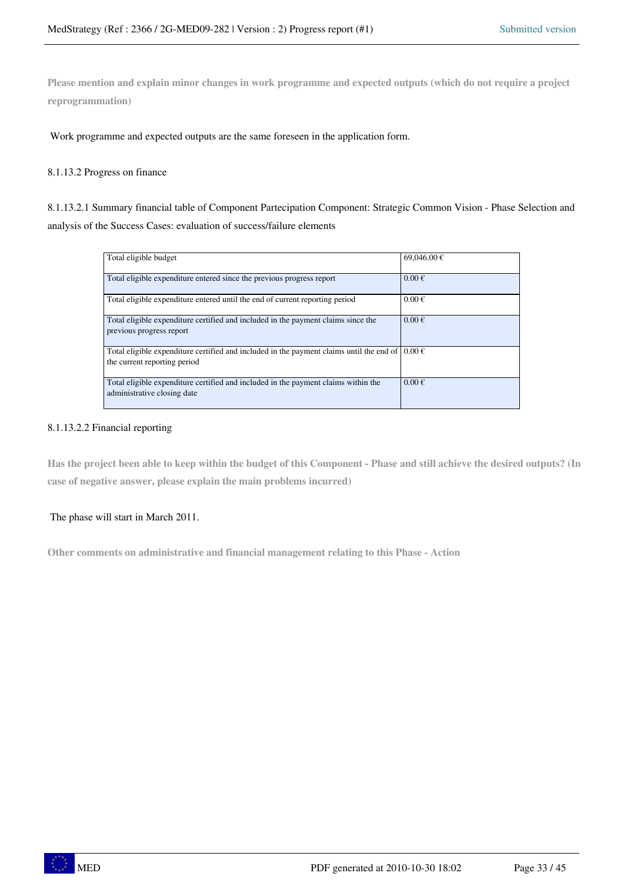**Please mention and explain minor changes in work programme and expected outputs (which do not require a project reprogrammation)**

Work programme and expected outputs are the same foreseen in the application form.

8.1.13.2 Progress on finance

8.1.13.2.1 Summary financial table of Component Partecipation Component: Strategic Common Vision - Phase Selection and analysis of the Success Cases: evaluation of success/failure elements

| | |
|---|---|
| Total eligible budget | 69,046.00 € |
| Total eligible expenditure entered since the previous progress report | 0.00 € |
| Total eligible expenditure entered until the end of current reporting period | 0.00 € |
| Total eligible expenditure certified and included in the payment claims since the previous progress report | 0.00 € |
| Total eligible expenditure certified and included in the payment claims until the end of the current reporting period | 0.00 € |
| Total eligible expenditure certified and included in the payment claims within the administrative closing date | 0.00 € |

8.1.13.2.2 Financial reporting

**Has the project been able to keep within the budget of this Component - Phase and still achieve the desired outputs? (In case of negative answer, please explain the main problems incurred)**

The phase will start in March 2011.

**Other comments on administrative and financial management relating to this Phase - Action**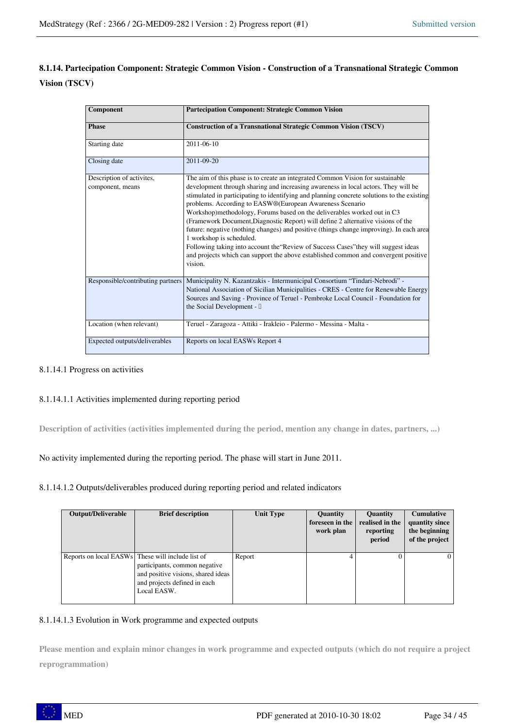### 8.1.14. Partecipation Component: Strategic Common Vision - Construction of a Transnational Strategic Common Vision (TSCV)

| Component | Partecipation Component: Strategic Common Vision |
|---|---|
| **Phase** | **Construction of a Transnational Strategic Common Vision (TSCV)** |
| Starting date | 2011-06-10 |
| Closing date | 2011-09-20 |
| Description of activites, component, means | The aim of this phase is to create an integrated Common Vision for sustainable development through sharing and increasing awareness in local actors. They will be stimulated in participating to identifying and planning concrete solutions to the existing problems. According to EASW®(European Awareness Scenario Workshop)methodology, Forums based on the deliverables worked out in C3 (Framework Document,Diagnostic Report) will define 2 alternative visions of the future: negative (nothing changes) and positive (things change improving). In each area 1 workshop is scheduled.<br>Following taking into account the"Review of Success Cases"they will suggest ideas and projects which can support the above established common and convergent positive vision. |
| Responsible/contributing partners | Municipality N. Kazantzakis - Intermunicipal Consortium "Tindari-Nebrodi" - National Association of Sicilian Municipalities - CRES - Centre for Renewable Energy Sources and Saving - Province of Teruel - Pembroke Local Council - Foundation for the Social Development - |
| Location (when relevant) | Teruel - Zaragoza - Attiki - Irakleio - Palermo - Messina - Malta - |
| Expected outputs/deliverables | Reports on local EASWs Report 4 |

8.1.14.1 Progress on activities

8.1.14.1.1 Activities implemented during reporting period

**Description of activities (activities implemented during the period, mention any change in dates, partners, ...)**

No activity implemented during the reporting period. The phase will start in June 2011.

8.1.14.1.2 Outputs/deliverables produced during reporting period and related indicators

| Output/Deliverable | Brief description | Unit Type | Quantity foreseen in the work plan | Quantity realised in the reporting period | Cumulative quantity since the beginning of the project |
|---|---|---|---|---|---|
| Reports on local EASWs | These will include list of participants, common negative and positive visions, shared ideas and projects defined in each Local EASW. | Report | 4 | 0 | 0 |

8.1.14.1.3 Evolution in Work programme and expected outputs

**Please mention and explain minor changes in work programme and expected outputs (which do not require a project reprogrammation)**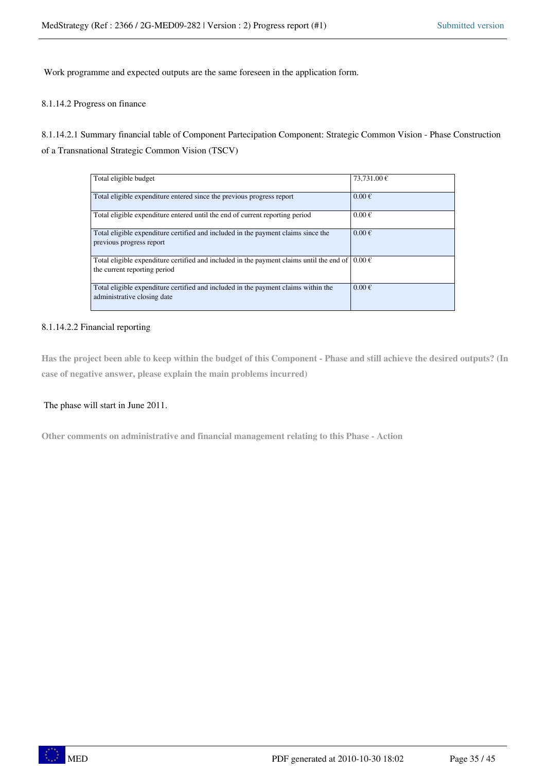Work programme and expected outputs are the same foreseen in the application form.

8.1.14.2 Progress on finance

8.1.14.2.1 Summary financial table of Component Partecipation Component: Strategic Common Vision - Phase Construction of a Transnational Strategic Common Vision (TSCV)

| | |
|---|---|
| Total eligible budget | 73,731.00 € |
| Total eligible expenditure entered since the previous progress report | 0.00 € |
| Total eligible expenditure entered until the end of current reporting period | 0.00 € |
| Total eligible expenditure certified and included in the payment claims since the previous progress report | 0.00 € |
| Total eligible expenditure certified and included in the payment claims until the end of the current reporting period | 0.00 € |
| Total eligible expenditure certified and included in the payment claims within the administrative closing date | 0.00 € |

8.1.14.2.2 Financial reporting

**Has the project been able to keep within the budget of this Component - Phase and still achieve the desired outputs? (In case of negative answer, please explain the main problems incurred)**

The phase will start in June 2011.

**Other comments on administrative and financial management relating to this Phase - Action**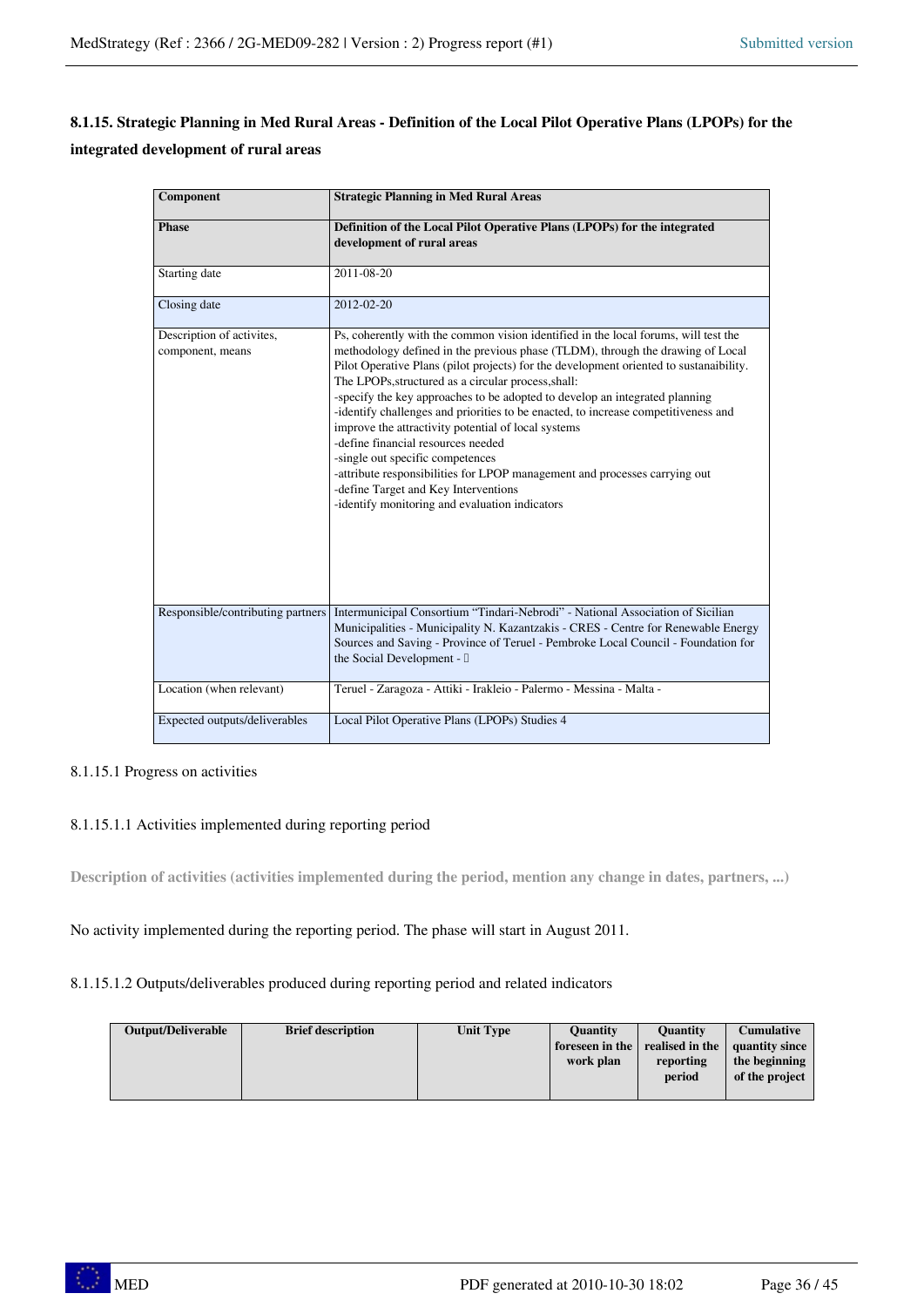### 8.1.15. Strategic Planning in Med Rural Areas - Definition of the Local Pilot Operative Plans (LPOPs) for the integrated development of rural areas

| **Component** | **Strategic Planning in Med Rural Areas** |
|---|---|
| **Phase** | **Definition of the Local Pilot Operative Plans (LPOPs) for the integrated development of rural areas** |
| Starting date | 2011-08-20 |
| Closing date | 2012-02-20 |
| Description of activites, component, means | Ps, coherently with the common vision identified in the local forums, will test the methodology defined in the previous phase (TLDM), through the drawing of Local Pilot Operative Plans (pilot projects) for the development oriented to sustainaibility. The LPOPs,structured as a circular process,shall:<br>-specify the key approaches to be adopted to develop an integrated planning<br>-identify challenges and priorities to be enacted, to increase competitiveness and improve the attractivity potential of local systems<br>-define financial resources needed<br>-single out specific competences<br>-attribute responsibilities for LPOP management and processes carrying out<br>-define Target and Key Interventions<br>-identify monitoring and evaluation indicators |
| Responsible/contributing partners | Intermunicipal Consortium "Tindari-Nebrodi" - National Association of Sicilian Municipalities - Municipality N. Kazantzakis - CRES - Centre for Renewable Energy Sources and Saving - Province of Teruel - Pembroke Local Council - Foundation for the Social Development - |
| Location (when relevant) | Teruel - Zaragoza - Attiki - Irakleio - Palermo - Messina - Malta - |
| Expected outputs/deliverables | Local Pilot Operative Plans (LPOPs) Studies 4 |

8.1.15.1 Progress on activities

8.1.15.1.1 Activities implemented during reporting period

**Description of activities (activities implemented during the period, mention any change in dates, partners, ...)**

No activity implemented during the reporting period. The phase will start in August 2011.

8.1.15.1.2 Outputs/deliverables produced during reporting period and related indicators

| **Output/Deliverable** | **Brief description** | **Unit Type** | **Quantity foreseen in the work plan** | **Quantity realised in the reporting period** | **Cumulative quantity since the beginning of the project** |
|---|---|---|---|---|---|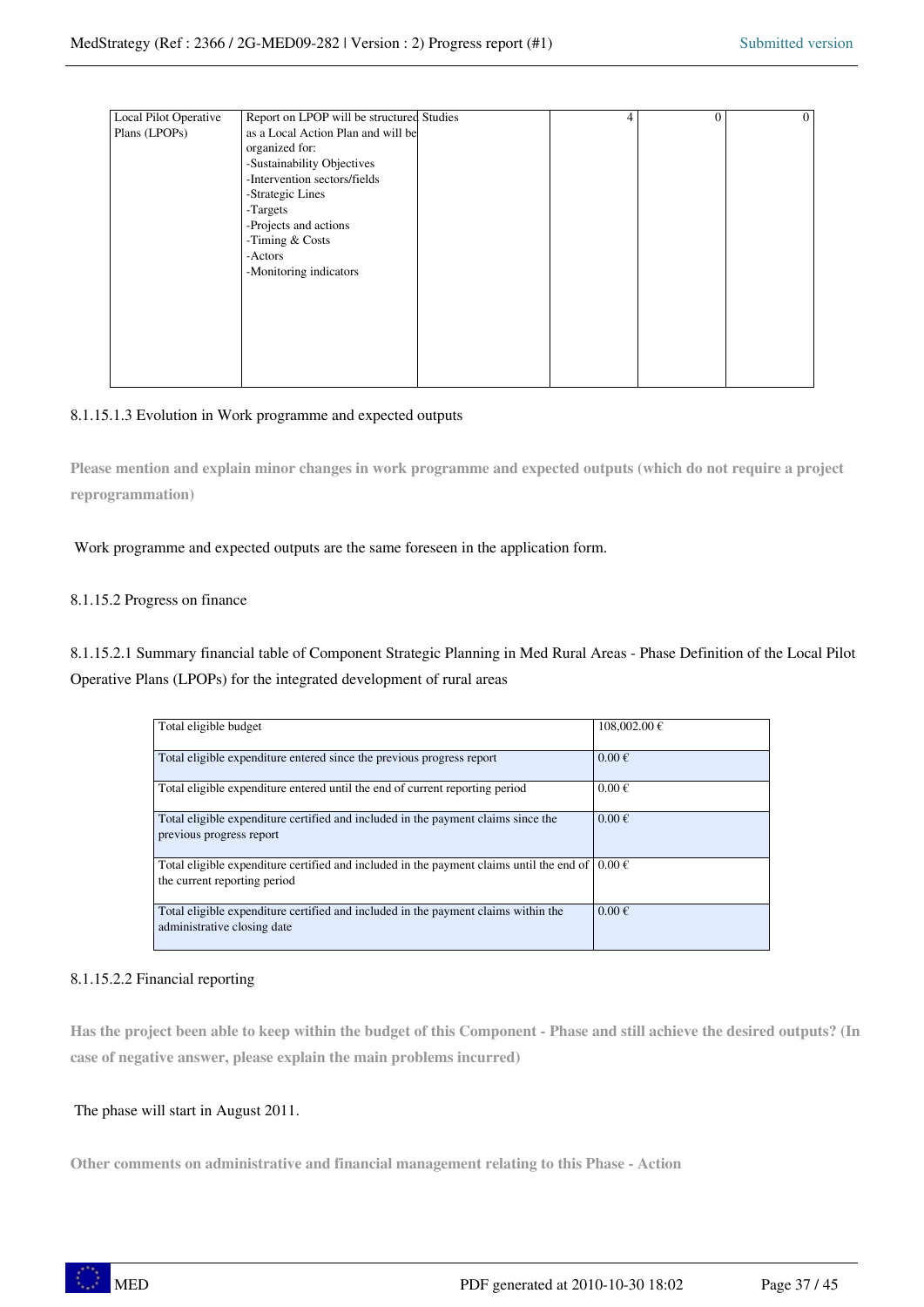| Local Pilot Operative Plans (LPOPs) | Report on LPOP will be structured as a Local Action Plan and will be organized for:<br>-Sustainability Objectives<br>-Intervention sectors/fields<br>-Strategic Lines<br>-Targets<br>-Projects and actions<br>-Timing & Costs<br>-Actors<br>-Monitoring indicators | Studies | 4 | 0 | 0 |
|---|---|---|---|---|---|

8.1.15.1.3 Evolution in Work programme and expected outputs

**Please mention and explain minor changes in work programme and expected outputs (which do not require a project reprogrammation)**

Work programme and expected outputs are the same foreseen in the application form.

8.1.15.2 Progress on finance

8.1.15.2.1 Summary financial table of Component Strategic Planning in Med Rural Areas - Phase Definition of the Local Pilot Operative Plans (LPOPs) for the integrated development of rural areas

| Total eligible budget | 108,002.00 € |
|---|---|
| Total eligible expenditure entered since the previous progress report | 0.00 € |
| Total eligible expenditure entered until the end of current reporting period | 0.00 € |
| Total eligible expenditure certified and included in the payment claims since the previous progress report | 0.00 € |
| Total eligible expenditure certified and included in the payment claims until the end of the current reporting period | 0.00 € |
| Total eligible expenditure certified and included in the payment claims within the administrative closing date | 0.00 € |

8.1.15.2.2 Financial reporting

**Has the project been able to keep within the budget of this Component - Phase and still achieve the desired outputs? (In case of negative answer, please explain the main problems incurred)**

The phase will start in August 2011.

**Other comments on administrative and financial management relating to this Phase - Action**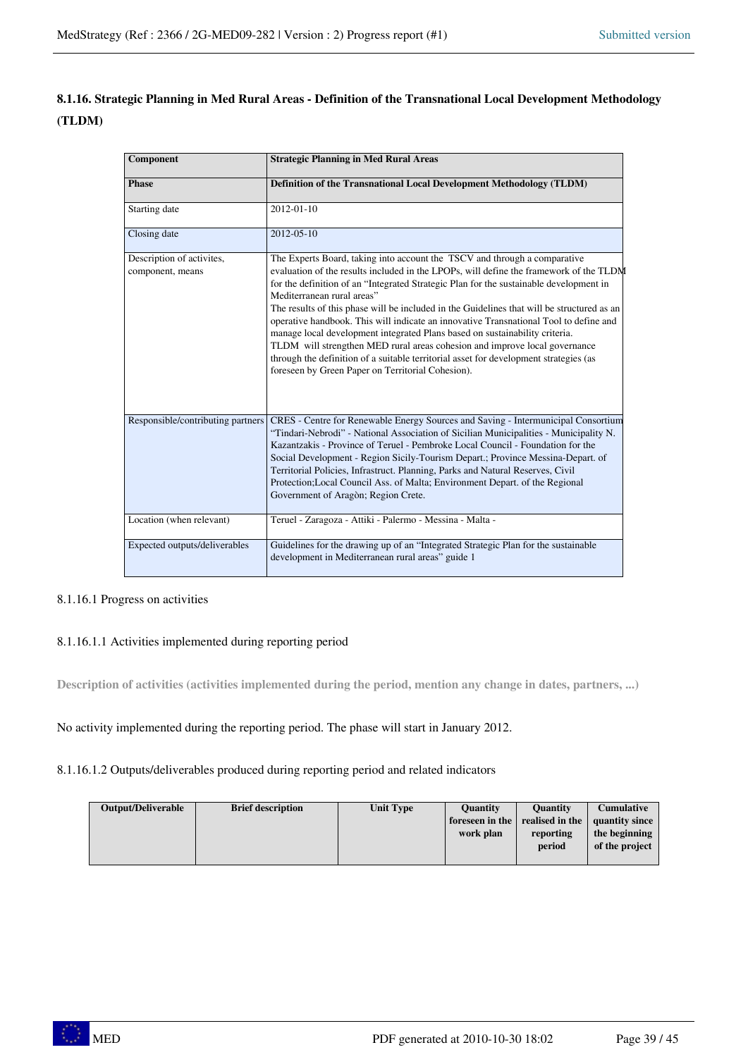### 8.1.16. Strategic Planning in Med Rural Areas - Definition of the Transnational Local Development Methodology (TLDM)

| **Component** | **Strategic Planning in Med Rural Areas** |
|---|---|
| **Phase** | **Definition of the Transnational Local Development Methodology (TLDM)** |
| Starting date | 2012-01-10 |
| Closing date | 2012-05-10 |
| Description of activites, component, means | The Experts Board, taking into account the TSCV and through a comparative evaluation of the results included in the LPOPs, will define the framework of the TLDM for the definition of an "Integrated Strategic Plan for the sustainable development in Mediterranean rural areas"<br>The results of this phase will be included in the Guidelines that will be structured as an operative handbook. This will indicate an innovative Transnational Tool to define and manage local development integrated Plans based on sustainability criteria.<br>TLDM will strengthen MED rural areas cohesion and improve local governance through the definition of a suitable territorial asset for development strategies (as foreseen by Green Paper on Territorial Cohesion). |
| Responsible/contributing partners | CRES - Centre for Renewable Energy Sources and Saving - Intermunicipal Consortium "Tindari-Nebrodi" - National Association of Sicilian Municipalities - Municipality N. Kazantzakis - Province of Teruel - Pembroke Local Council - Foundation for the Social Development - Region Sicily-Tourism Depart.; Province Messina-Depart. of Territorial Policies, Infrastruct. Planning, Parks and Natural Reserves, Civil Protection;Local Council Ass. of Malta; Environment Depart. of the Regional Government of Aragòn; Region Crete. |
| Location (when relevant) | Teruel - Zaragoza - Attiki - Palermo - Messina - Malta - |
| Expected outputs/deliverables | Guidelines for the drawing up of an "Integrated Strategic Plan for the sustainable development in Mediterranean rural areas" guide 1 |

8.1.16.1 Progress on activities

8.1.16.1.1 Activities implemented during reporting period

**Description of activities (activities implemented during the period, mention any change in dates, partners, ...)**

No activity implemented during the reporting period. The phase will start in January 2012.

8.1.16.1.2 Outputs/deliverables produced during reporting period and related indicators

| Output/Deliverable | Brief description | Unit Type | Quantity foreseen in the work plan | Quantity realised in the reporting period | Cumulative quantity since the beginning of the project |
|---|---|---|---|---|---|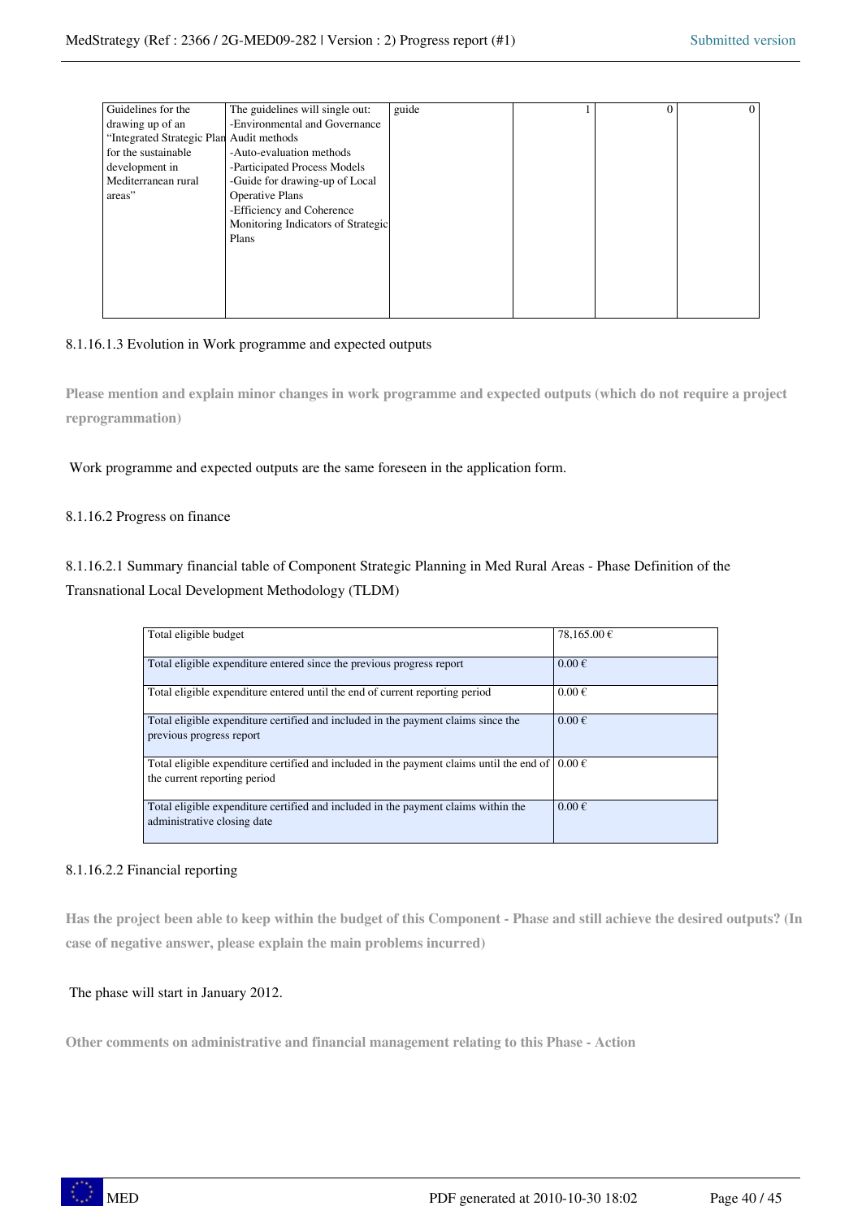| Guidelines for the drawing up of an "Integrated Strategic Plan for the sustainable development in Mediterranean rural areas" | The guidelines will single out:<br>-Environmental and Governance Audit methods<br>-Auto-evaluation methods<br>-Participated Process Models<br>-Guide for drawing-up of Local Operative Plans<br>-Efficiency and Coherence Monitoring Indicators of Strategic Plans | guide | 1 | 0 | 0 |
|---|---|---|---|---|---|

8.1.16.1.3 Evolution in Work programme and expected outputs

**Please mention and explain minor changes in work programme and expected outputs (which do not require a project reprogrammation)**

Work programme and expected outputs are the same foreseen in the application form.

8.1.16.2 Progress on finance

8.1.16.2.1 Summary financial table of Component Strategic Planning in Med Rural Areas - Phase Definition of the Transnational Local Development Methodology (TLDM)

| | |
|---|---|
| Total eligible budget | 78,165.00 € |
| Total eligible expenditure entered since the previous progress report | 0.00 € |
| Total eligible expenditure entered until the end of current reporting period | 0.00 € |
| Total eligible expenditure certified and included in the payment claims since the previous progress report | 0.00 € |
| Total eligible expenditure certified and included in the payment claims until the end of the current reporting period | 0.00 € |
| Total eligible expenditure certified and included in the payment claims within the administrative closing date | 0.00 € |

8.1.16.2.2 Financial reporting

**Has the project been able to keep within the budget of this Component - Phase and still achieve the desired outputs? (In case of negative answer, please explain the main problems incurred)**

The phase will start in January 2012.

**Other comments on administrative and financial management relating to this Phase - Action**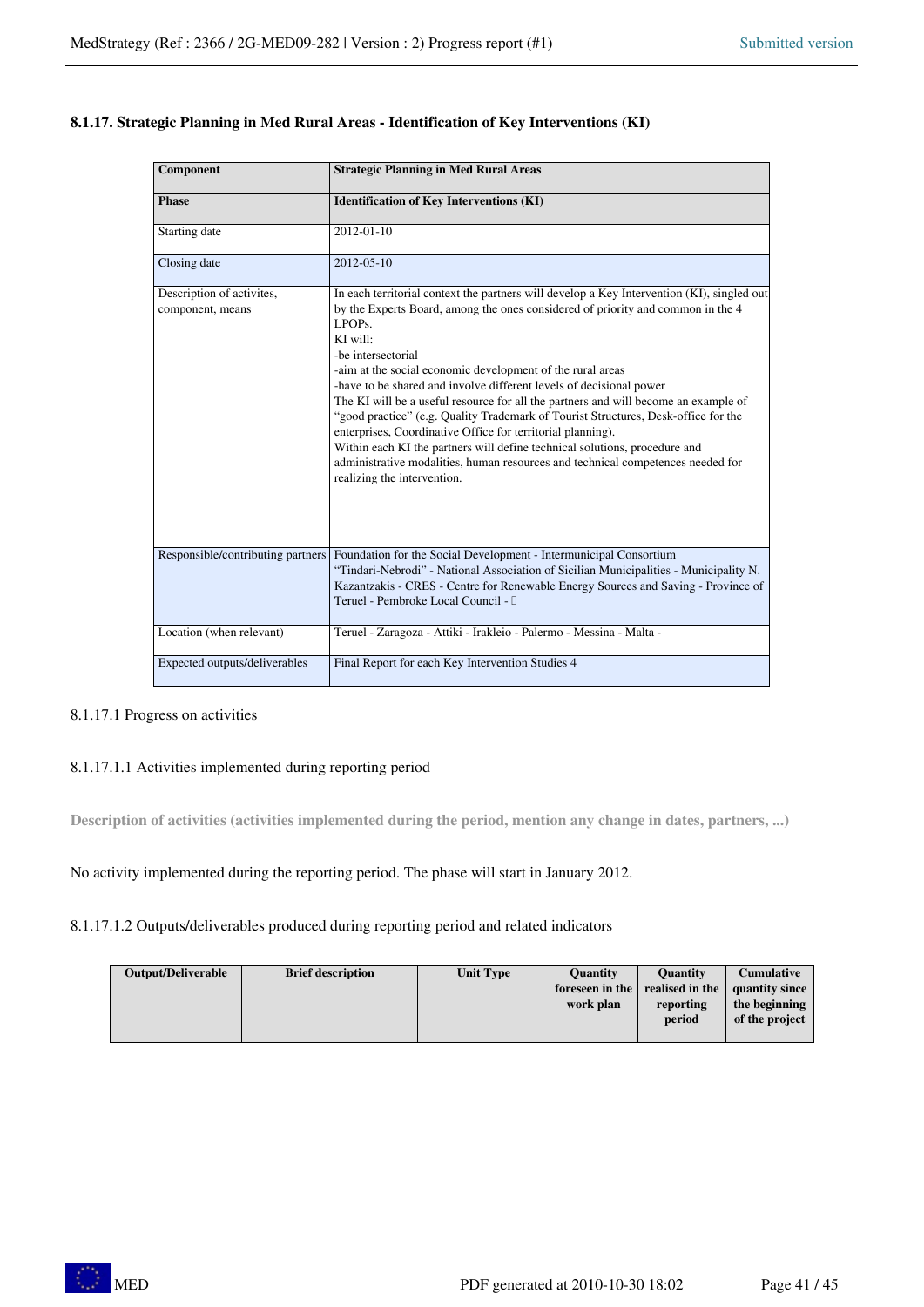### 8.1.17. Strategic Planning in Med Rural Areas - Identification of Key Interventions (KI)

| Component | Strategic Planning in Med Rural Areas |
|---|---|
| **Phase** | **Identification of Key Interventions (KI)** |
| Starting date | 2012-01-10 |
| Closing date | 2012-05-10 |
| Description of activites, component, means | In each territorial context the partners will develop a Key Intervention (KI), singled out by the Experts Board, among the ones considered of priority and common in the 4 LPOPs.<br>KI will:<br>-be intersectorial<br>-aim at the social economic development of the rural areas<br>-have to be shared and involve different levels of decisional power<br>The KI will be a useful resource for all the partners and will become an example of "good practice" (e.g. Quality Trademark of Tourist Structures, Desk-office for the enterprises, Coordinative Office for territorial planning).<br>Within each KI the partners will define technical solutions, procedure and administrative modalities, human resources and technical competences needed for realizing the intervention. |
| Responsible/contributing partners | Foundation for the Social Development - Intermunicipal Consortium "Tindari-Nebrodi" - National Association of Sicilian Municipalities - Municipality N. Kazantzakis - CRES - Centre for Renewable Energy Sources and Saving - Province of Teruel - Pembroke Local Council - |
| Location (when relevant) | Teruel - Zaragoza - Attiki - Irakleio - Palermo - Messina - Malta - |
| Expected outputs/deliverables | Final Report for each Key Intervention Studies 4 |

8.1.17.1 Progress on activities

8.1.17.1.1 Activities implemented during reporting period

**Description of activities (activities implemented during the period, mention any change in dates, partners, ...)**

No activity implemented during the reporting period. The phase will start in January 2012.

8.1.17.1.2 Outputs/deliverables produced during reporting period and related indicators

| Output/Deliverable | Brief description | Unit Type | Quantity foreseen in the work plan | Quantity realised in the reporting period | Cumulative quantity since the beginning of the project |
|---|---|---|---|---|---|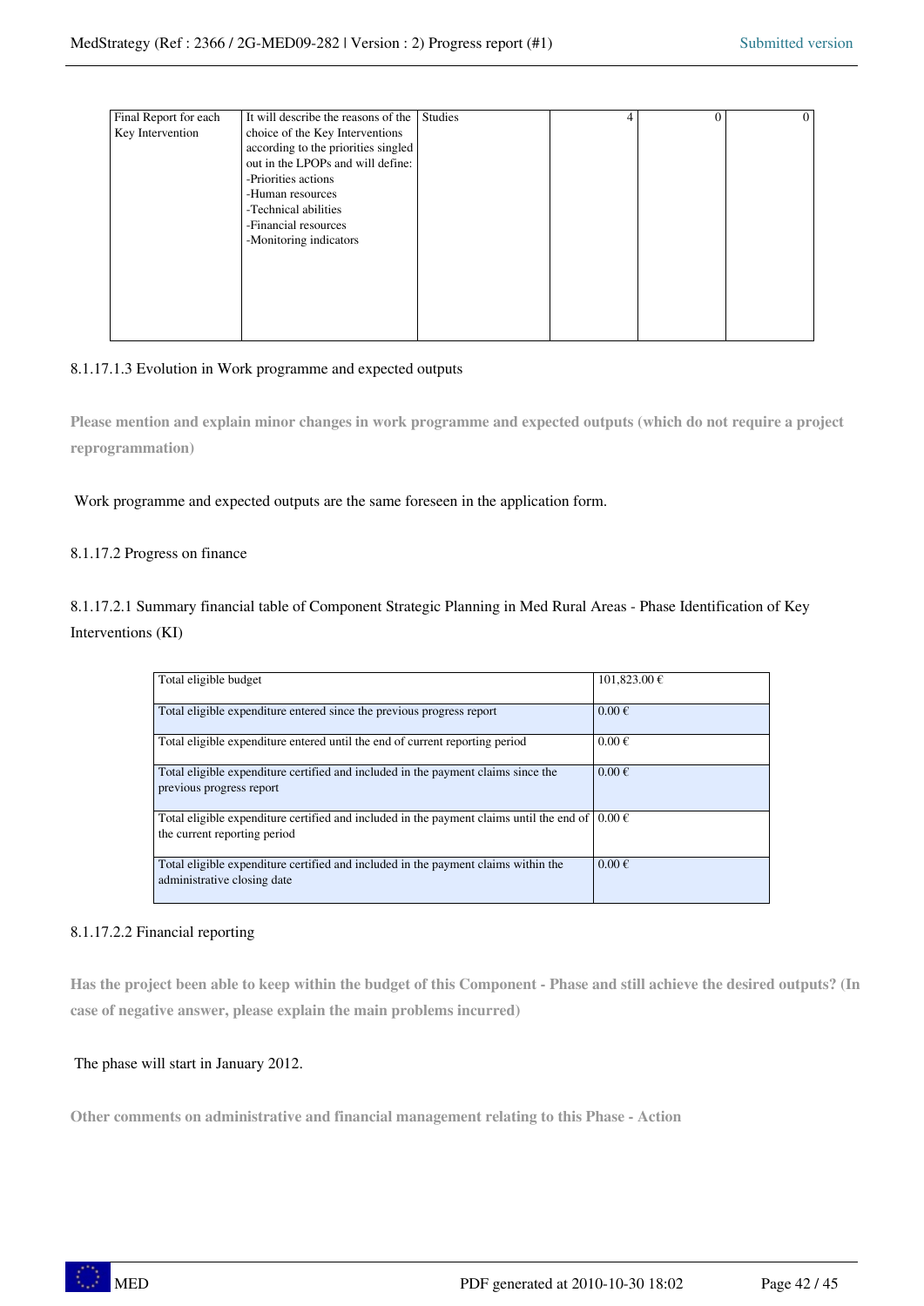| Final Report for each Key Intervention | It will describe the reasons of the choice of the Key Interventions according to the priorities singled out in the LPOPs and will define:<br>-Priorities actions<br>-Human resources<br>-Technical abilities<br>-Financial resources<br>-Monitoring indicators | Studies | 4 | 0 | 0 |
|---|---|---|---|---|---|

8.1.17.1.3 Evolution in Work programme and expected outputs

**Please mention and explain minor changes in work programme and expected outputs (which do not require a project reprogrammation)**

Work programme and expected outputs are the same foreseen in the application form.

8.1.17.2 Progress on finance

8.1.17.2.1 Summary financial table of Component Strategic Planning in Med Rural Areas - Phase Identification of Key Interventions (KI)

| | |
|---|---|
| Total eligible budget | 101,823.00 € |
| Total eligible expenditure entered since the previous progress report | 0.00 € |
| Total eligible expenditure entered until the end of current reporting period | 0.00 € |
| Total eligible expenditure certified and included in the payment claims since the previous progress report | 0.00 € |
| Total eligible expenditure certified and included in the payment claims until the end of the current reporting period | 0.00 € |
| Total eligible expenditure certified and included in the payment claims within the administrative closing date | 0.00 € |

8.1.17.2.2 Financial reporting

**Has the project been able to keep within the budget of this Component - Phase and still achieve the desired outputs? (In case of negative answer, please explain the main problems incurred)**

The phase will start in January 2012.

**Other comments on administrative and financial management relating to this Phase - Action**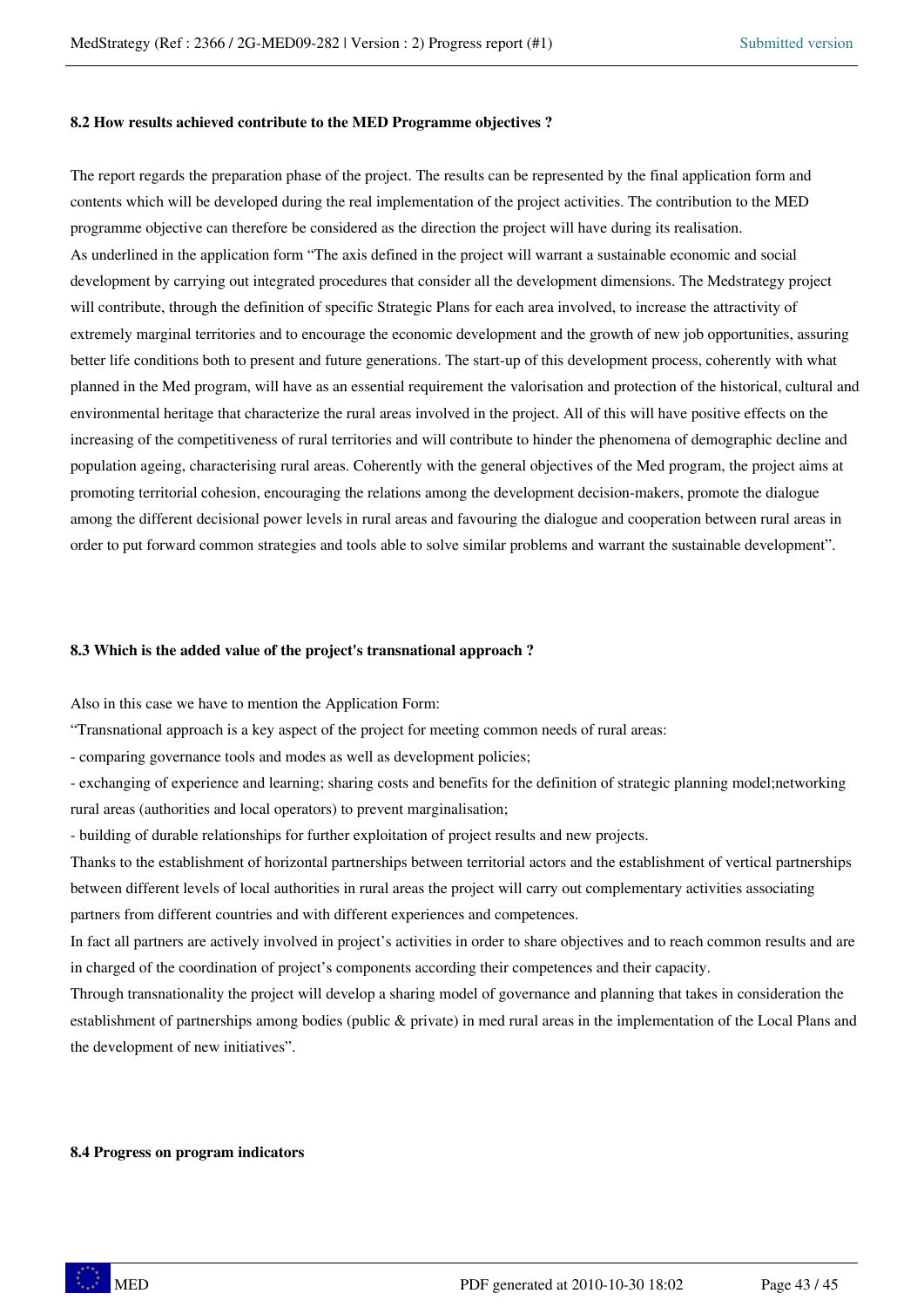### 8.2 How results achieved contribute to the MED Programme objectives ?

The report regards the preparation phase of the project. The results can be represented by the final application form and contents which will be developed during the real implementation of the project activities. The contribution to the MED programme objective can therefore be considered as the direction the project will have during its realisation.
As underlined in the application form "The axis defined in the project will warrant a sustainable economic and social development by carrying out integrated procedures that consider all the development dimensions. The Medstrategy project will contribute, through the definition of specific Strategic Plans for each area involved, to increase the attractivity of extremely marginal territories and to encourage the economic development and the growth of new job opportunities, assuring better life conditions both to present and future generations. The start-up of this development process, coherently with what planned in the Med program, will have as an essential requirement the valorisation and protection of the historical, cultural and environmental heritage that characterize the rural areas involved in the project. All of this will have positive effects on the increasing of the competitiveness of rural territories and will contribute to hinder the phenomena of demographic decline and population ageing, characterising rural areas. Coherently with the general objectives of the Med program, the project aims at promoting territorial cohesion, encouraging the relations among the development decision-makers, promote the dialogue among the different decisional power levels in rural areas and favouring the dialogue and cooperation between rural areas in order to put forward common strategies and tools able to solve similar problems and warrant the sustainable development".

### 8.3 Which is the added value of the project's transnational approach ?

Also in this case we have to mention the Application Form:
"Transnational approach is a key aspect of the project for meeting common needs of rural areas:
- comparing governance tools and modes as well as development policies;
- exchanging of experience and learning; sharing costs and benefits for the definition of strategic planning model;networking rural areas (authorities and local operators) to prevent marginalisation;
- building of durable relationships for further exploitation of project results and new projects.

Thanks to the establishment of horizontal partnerships between territorial actors and the establishment of vertical partnerships between different levels of local authorities in rural areas the project will carry out complementary activities associating partners from different countries and with different experiences and competences.
In fact all partners are actively involved in project's activities in order to share objectives and to reach common results and are in charged of the coordination of project's components according their competences and their capacity.
Through transnationality the project will develop a sharing model of governance and planning that takes in consideration the establishment of partnerships among bodies (public & private) in med rural areas in the implementation of the Local Plans and the development of new initiatives".

### 8.4 Progress on program indicators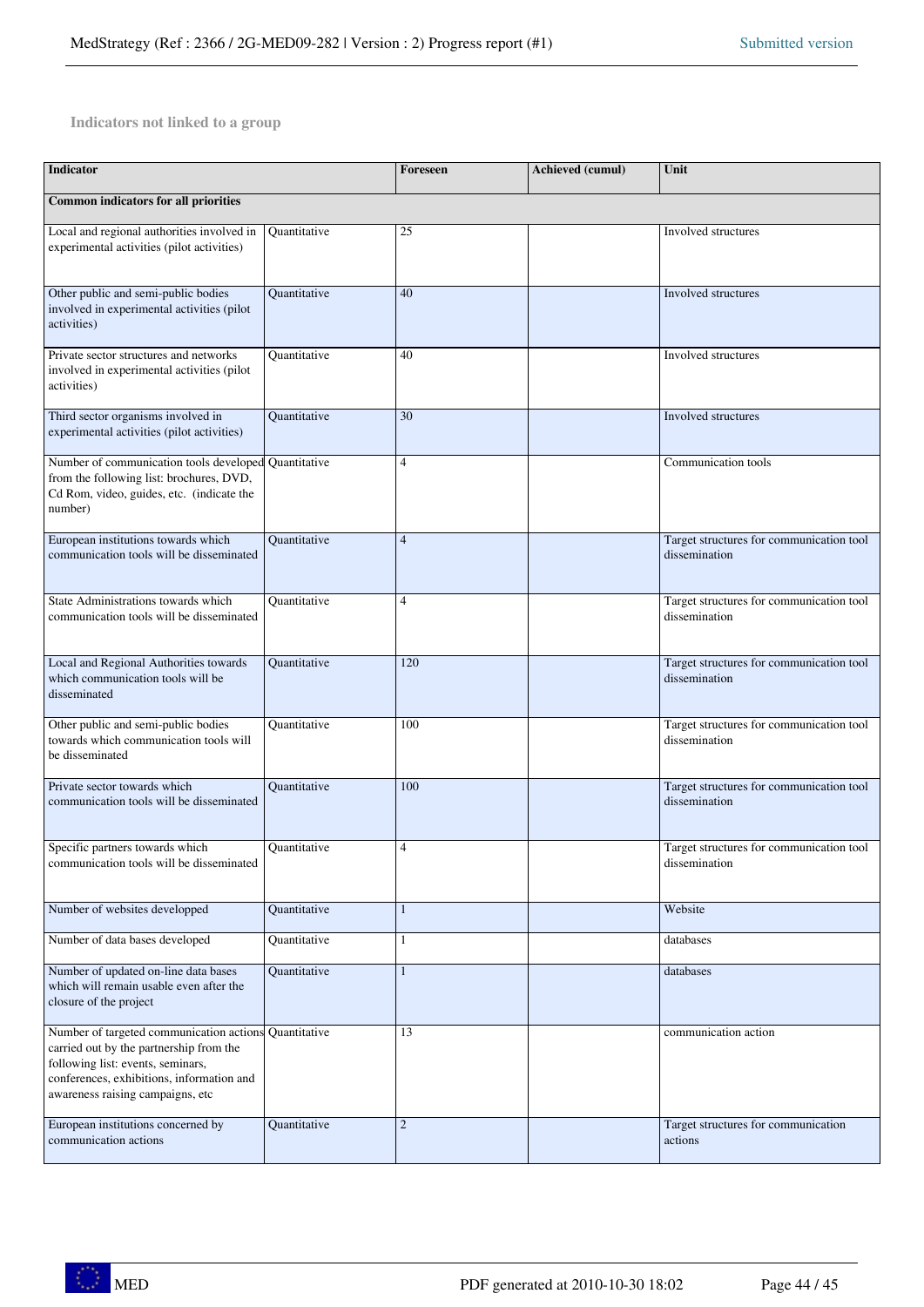### Indicators not linked to a group

| Indicator | | Foreseen | Achieved (cumul) | Unit |
|---|---|---|---|---|
| **Common indicators for all priorities** | | | | |
| Local and regional authorities involved in experimental activities (pilot activities) | Quantitative | 25 | | Involved structures |
| Other public and semi-public bodies involved in experimental activities (pilot activities) | Quantitative | 40 | | Involved structures |
| Private sector structures and networks involved in experimental activities (pilot activities) | Quantitative | 40 | | Involved structures |
| Third sector organisms involved in experimental activities (pilot activities) | Quantitative | 30 | | Involved structures |
| Number of communication tools developed from the following list: brochures, DVD, Cd Rom, video, guides, etc. (indicate the number) | Quantitative | 4 | | Communication tools |
| European institutions towards which communication tools will be disseminated | Quantitative | 4 | | Target structures for communication tool dissemination |
| State Administrations towards which communication tools will be disseminated | Quantitative | 4 | | Target structures for communication tool dissemination |
| Local and Regional Authorities towards which communication tools will be disseminated | Quantitative | 120 | | Target structures for communication tool dissemination |
| Other public and semi-public bodies towards which communication tools will be disseminated | Quantitative | 100 | | Target structures for communication tool dissemination |
| Private sector towards which communication tools will be disseminated | Quantitative | 100 | | Target structures for communication tool dissemination |
| Specific partners towards which communication tools will be disseminated | Quantitative | 4 | | Target structures for communication tool dissemination |
| Number of websites developped | Quantitative | 1 | | Website |
| Number of data bases developed | Quantitative | 1 | | databases |
| Number of updated on-line data bases which will remain usable even after the closure of the project | Quantitative | 1 | | databases |
| Number of targeted communication actions carried out by the partnership from the following list: events, seminars, conferences, exhibitions, information and awareness raising campaigns, etc | Quantitative | 13 | | communication action |
| European institutions concerned by communication actions | Quantitative | 2 | | Target structures for communication actions |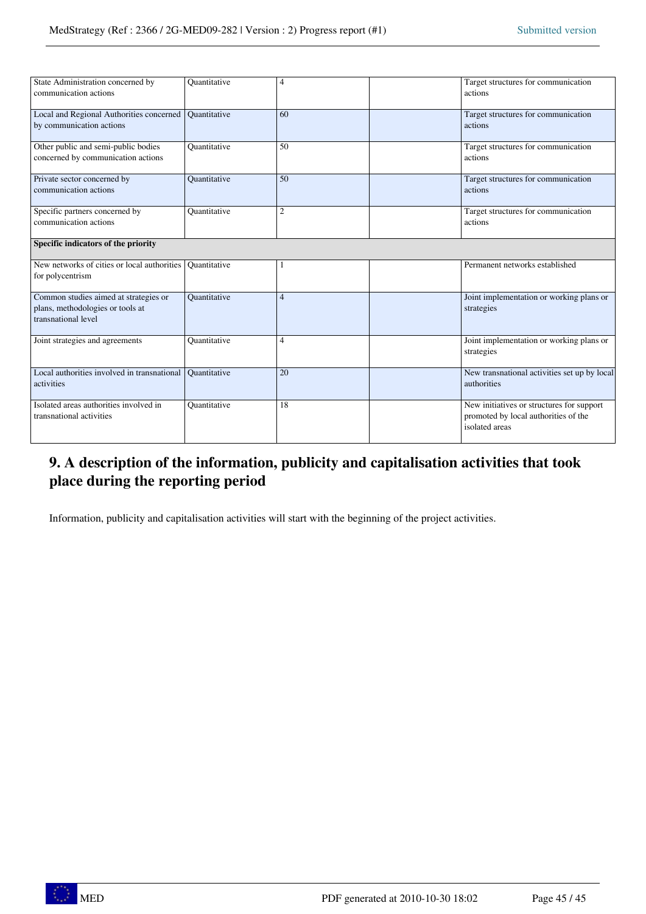| | | | | |
|---|---|---|---|---|
| State Administration concerned by communication actions | Quantitative | 4 | | Target structures for communication actions |
| Local and Regional Authorities concerned by communication actions | Quantitative | 60 | | Target structures for communication actions |
| Other public and semi-public bodies concerned by communication actions | Quantitative | 50 | | Target structures for communication actions |
| Private sector concerned by communication actions | Quantitative | 50 | | Target structures for communication actions |
| Specific partners concerned by communication actions | Quantitative | 2 | | Target structures for communication actions |
| **Specific indicators of the priority** | | | | |
| New networks of cities or local authorities for polycentrism | Quantitative | 1 | | Permanent networks established |
| Common studies aimed at strategies or plans, methodologies or tools at transnational level | Quantitative | 4 | | Joint implementation or working plans or strategies |
| Joint strategies and agreements | Quantitative | 4 | | Joint implementation or working plans or strategies |
| Local authorities involved in transnational activities | Quantitative | 20 | | New transnational activities set up by local authorities |
| Isolated areas authorities involved in transnational activities | Quantitative | 18 | | New initiatives or structures for support promoted by local authorities of the isolated areas |

# 9. A description of the information, publicity and capitalisation activities that took place during the reporting period

Information, publicity and capitalisation activities will start with the beginning of the project activities.